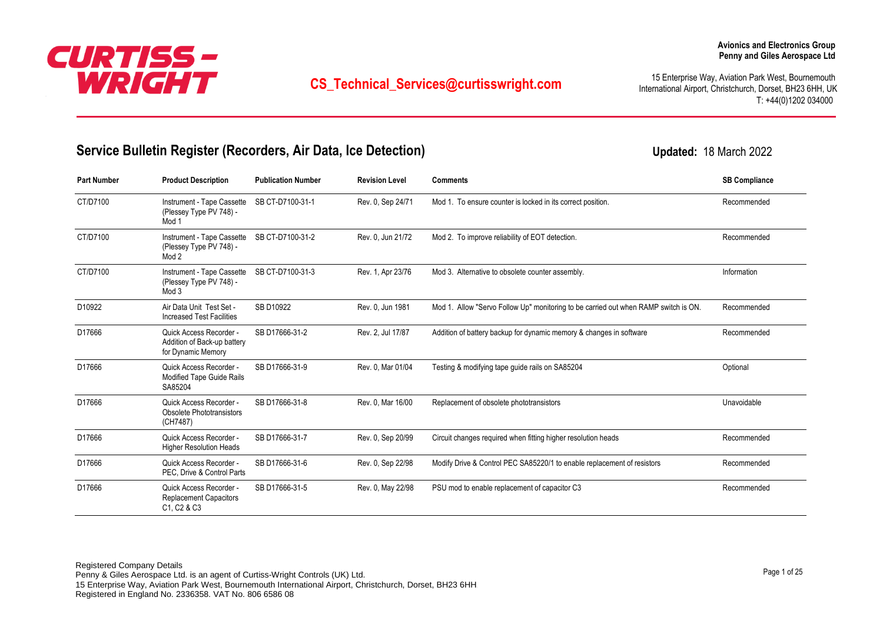**CURTISS - WRIGHT**

**CS_Technical_Services@curtisswright.com**

**Avionics and Electronics Group**
**Penny and Giles Aerospace Ltd**

15 Enterprise Way, Aviation Park West, Bournemouth International Airport, Christchurch, Dorset, BH23 6HH, UK
T: +44(0)1202 034000

## Service Bulletin Register (Recorders, Air Data, Ice Detection)

**Updated:** 18 March 2022

| Part Number | Product Description | Publication Number | Revision Level | Comments | SB Compliance |
|---|---|---|---|---|---|
| CT/D7100 | Instrument - Tape Cassette (Plessey Type PV 748) - Mod 1 | SB CT-D7100-31-1 | Rev. 0, Sep 24/71 | Mod 1. To ensure counter is locked in its correct position. | Recommended |
| CT/D7100 | Instrument - Tape Cassette (Plessey Type PV 748) - Mod 2 | SB CT-D7100-31-2 | Rev. 0, Jun 21/72 | Mod 2. To improve reliability of EOT detection. | Recommended |
| CT/D7100 | Instrument - Tape Cassette (Plessey Type PV 748) - Mod 3 | SB CT-D7100-31-3 | Rev. 1, Apr 23/76 | Mod 3. Alternative to obsolete counter assembly. | Information |
| D10922 | Air Data Unit Test Set - Increased Test Facilities | SB D10922 | Rev. 0, Jun 1981 | Mod 1. Allow "Servo Follow Up" monitoring to be carried out when RAMP switch is ON. | Recommended |
| D17666 | Quick Access Recorder - Addition of Back-up battery for Dynamic Memory | SB D17666-31-2 | Rev. 2, Jul 17/87 | Addition of battery backup for dynamic memory & changes in software | Recommended |
| D17666 | Quick Access Recorder - Modified Tape Guide Rails SA85204 | SB D17666-31-9 | Rev. 0, Mar 01/04 | Testing & modifying tape guide rails on SA85204 | Optional |
| D17666 | Quick Access Recorder - Obsolete Phototransistors (CH7487) | SB D17666-31-8 | Rev. 0, Mar 16/00 | Replacement of obsolete phototransistors | Unavoidable |
| D17666 | Quick Access Recorder - Higher Resolution Heads | SB D17666-31-7 | Rev. 0, Sep 20/99 | Circuit changes required when fitting higher resolution heads | Recommended |
| D17666 | Quick Access Recorder - PEC, Drive & Control Parts | SB D17666-31-6 | Rev. 0, Sep 22/98 | Modify Drive & Control PEC SA85220/1 to enable replacement of resistors | Recommended |
| D17666 | Quick Access Recorder - Replacement Capacitors C1, C2 & C3 | SB D17666-31-5 | Rev. 0, May 22/98 | PSU mod to enable replacement of capacitor C3 | Recommended |

Registered Company Details
Penny & Giles Aerospace Ltd. is an agent of Curtiss-Wright Controls (UK) Ltd.
15 Enterprise Way, Aviation Park West, Bournemouth International Airport, Christchurch, Dorset, BH23 6HH
Registered in England No. 2336358. VAT No. 806 6586 08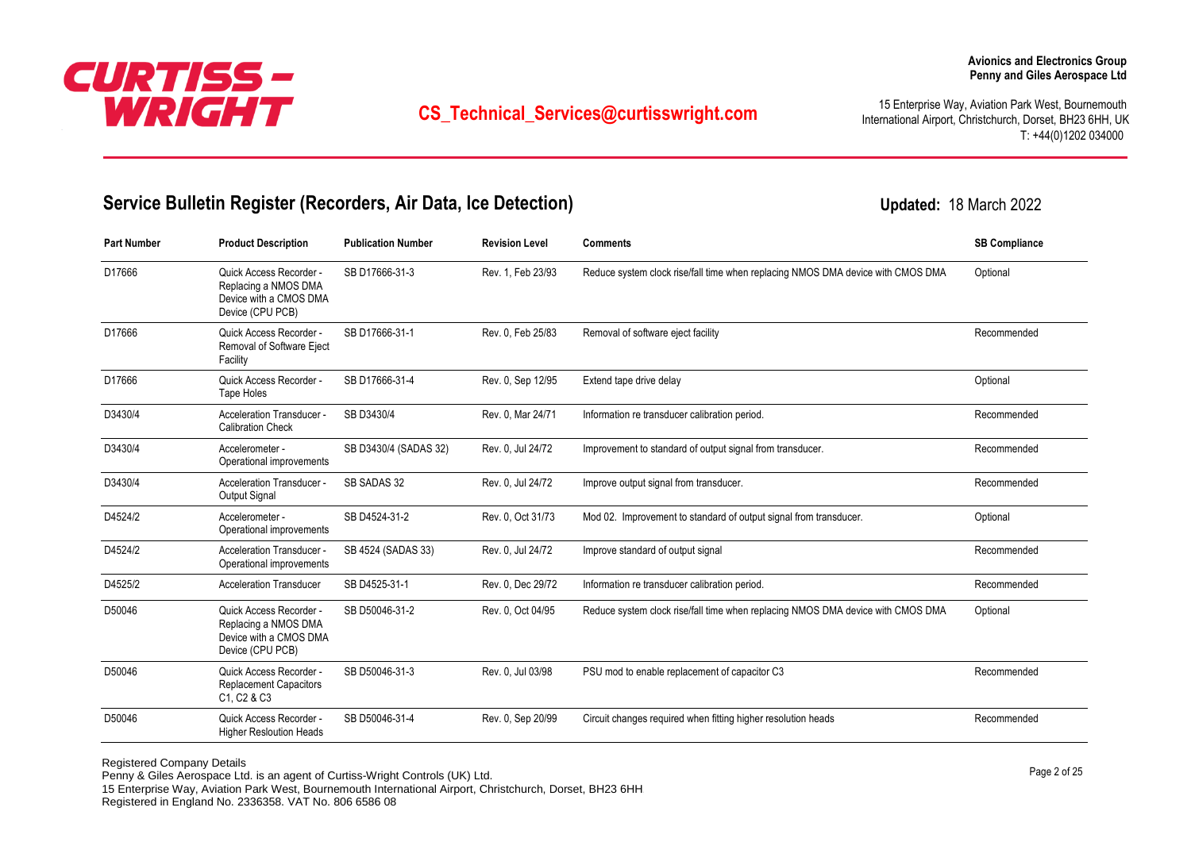## Service Bulletin Register (Recorders, Air Data, Ice Detection)

**Updated:** 18 March 2022

| Part Number | Product Description | Publication Number | Revision Level | Comments | SB Compliance |
|---|---|---|---|---|---|
| D17666 | Quick Access Recorder - Replacing a NMOS DMA Device with a CMOS DMA Device (CPU PCB) | SB D17666-31-3 | Rev. 1, Feb 23/93 | Reduce system clock rise/fall time when replacing NMOS DMA device with CMOS DMA | Optional |
| D17666 | Quick Access Recorder - Removal of Software Eject Facility | SB D17666-31-1 | Rev. 0, Feb 25/83 | Removal of software eject facility | Recommended |
| D17666 | Quick Access Recorder - Tape Holes | SB D17666-31-4 | Rev. 0, Sep 12/95 | Extend tape drive delay | Optional |
| D3430/4 | Acceleration Transducer - Calibration Check | SB D3430/4 | Rev. 0, Mar 24/71 | Information re transducer calibration period. | Recommended |
| D3430/4 | Accelerometer - Operational improvements | SB D3430/4 (SADAS 32) | Rev. 0, Jul 24/72 | Improvement to standard of output signal from transducer. | Recommended |
| D3430/4 | Acceleration Transducer - Output Signal | SB SADAS 32 | Rev. 0, Jul 24/72 | Improve output signal from transducer. | Recommended |
| D4524/2 | Accelerometer - Operational improvements | SB D4524-31-2 | Rev. 0, Oct 31/73 | Mod 02. Improvement to standard of output signal from transducer. | Optional |
| D4524/2 | Acceleration Transducer - Operational improvements | SB 4524 (SADAS 33) | Rev. 0, Jul 24/72 | Improve standard of output signal | Recommended |
| D4525/2 | Acceleration Transducer | SB D4525-31-1 | Rev. 0, Dec 29/72 | Information re transducer calibration period. | Recommended |
| D50046 | Quick Access Recorder - Replacing a NMOS DMA Device with a CMOS DMA Device (CPU PCB) | SB D50046-31-2 | Rev. 0, Oct 04/95 | Reduce system clock rise/fall time when replacing NMOS DMA device with CMOS DMA | Optional |
| D50046 | Quick Access Recorder - Replacement Capacitors C1, C2 & C3 | SB D50046-31-3 | Rev. 0, Jul 03/98 | PSU mod to enable replacement of capacitor C3 | Recommended |
| D50046 | Quick Access Recorder - Higher Resloution Heads | SB D50046-31-4 | Rev. 0, Sep 20/99 | Circuit changes required when fitting higher resolution heads | Recommended |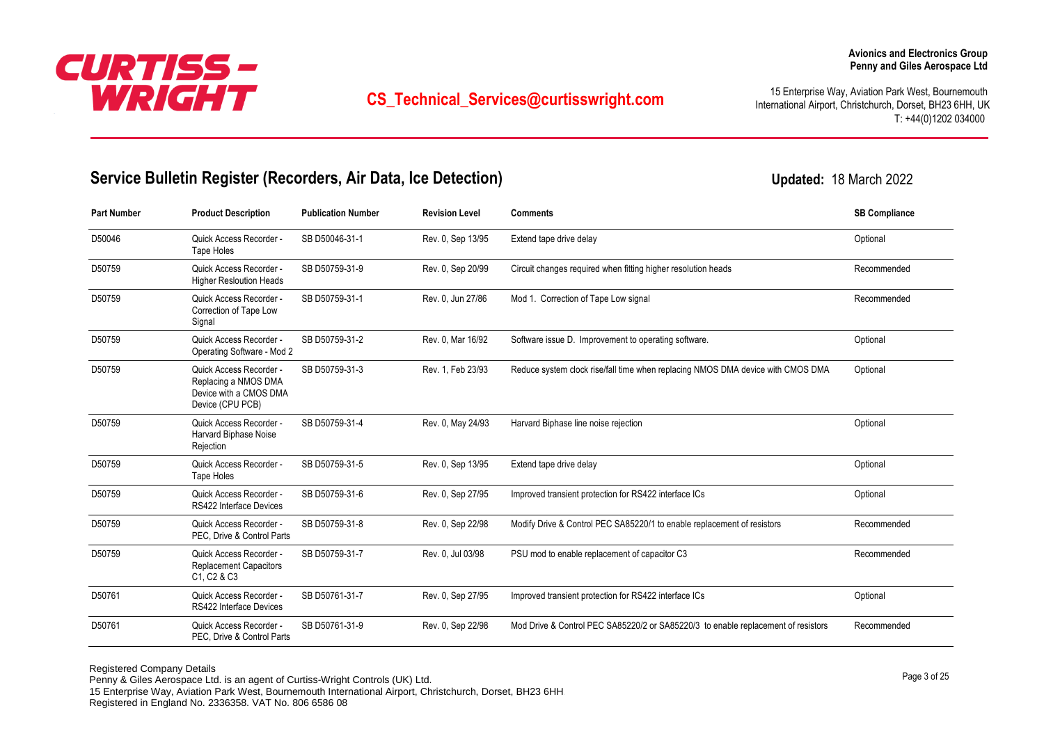**Avionics and Electronics Group**
**Penny and Giles Aerospace Ltd**

**CS_Technical_Services@curtisswright.com**

15 Enterprise Way, Aviation Park West, Bournemouth International Airport, Christchurch, Dorset, BH23 6HH, UK
T: +44(0)1202 034000

## Service Bulletin Register (Recorders, Air Data, Ice Detection)

**Updated:** 18 March 2022

| Part Number | Product Description | Publication Number | Revision Level | Comments | SB Compliance |
|---|---|---|---|---|---|
| D50046 | Quick Access Recorder - Tape Holes | SB D50046-31-1 | Rev. 0, Sep 13/95 | Extend tape drive delay | Optional |
| D50759 | Quick Access Recorder - Higher Resloution Heads | SB D50759-31-9 | Rev. 0, Sep 20/99 | Circuit changes required when fitting higher resolution heads | Recommended |
| D50759 | Quick Access Recorder - Correction of Tape Low Signal | SB D50759-31-1 | Rev. 0, Jun 27/86 | Mod 1. Correction of Tape Low signal | Recommended |
| D50759 | Quick Access Recorder - Operating Software - Mod 2 | SB D50759-31-2 | Rev. 0, Mar 16/92 | Software issue D. Improvement to operating software. | Optional |
| D50759 | Quick Access Recorder - Replacing a NMOS DMA Device with a CMOS DMA Device (CPU PCB) | SB D50759-31-3 | Rev. 1, Feb 23/93 | Reduce system clock rise/fall time when replacing NMOS DMA device with CMOS DMA | Optional |
| D50759 | Quick Access Recorder - Harvard Biphase Noise Rejection | SB D50759-31-4 | Rev. 0, May 24/93 | Harvard Biphase line noise rejection | Optional |
| D50759 | Quick Access Recorder - Tape Holes | SB D50759-31-5 | Rev. 0, Sep 13/95 | Extend tape drive delay | Optional |
| D50759 | Quick Access Recorder - RS422 Interface Devices | SB D50759-31-6 | Rev. 0, Sep 27/95 | Improved transient protection for RS422 interface ICs | Optional |
| D50759 | Quick Access Recorder - PEC, Drive & Control Parts | SB D50759-31-8 | Rev. 0, Sep 22/98 | Modify Drive & Control PEC SA85220/1 to enable replacement of resistors | Recommended |
| D50759 | Quick Access Recorder - Replacement Capacitors C1, C2 & C3 | SB D50759-31-7 | Rev. 0, Jul 03/98 | PSU mod to enable replacement of capacitor C3 | Recommended |
| D50761 | Quick Access Recorder - RS422 Interface Devices | SB D50761-31-7 | Rev. 0, Sep 27/95 | Improved transient protection for RS422 interface ICs | Optional |
| D50761 | Quick Access Recorder - PEC, Drive & Control Parts | SB D50761-31-9 | Rev. 0, Sep 22/98 | Mod Drive & Control PEC SA85220/2 or SA85220/3 to enable replacement of resistors | Recommended |

Registered Company Details
Penny & Giles Aerospace Ltd. is an agent of Curtiss-Wright Controls (UK) Ltd.
15 Enterprise Way, Aviation Park West, Bournemouth International Airport, Christchurch, Dorset, BH23 6HH
Registered in England No. 2336358. VAT No. 806 6586 08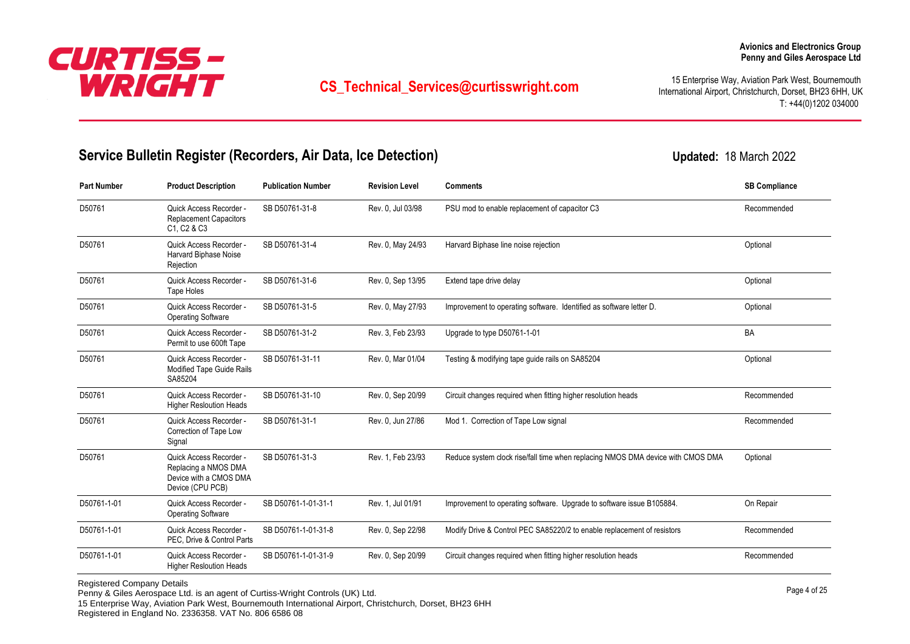## Service Bulletin Register (Recorders, Air Data, Ice Detection)

**Updated:** 18 March 2022

| Part Number | Product Description | Publication Number | Revision Level | Comments | SB Compliance |
|---|---|---|---|---|---|
| D50761 | Quick Access Recorder - Replacement Capacitors C1, C2 & C3 | SB D50761-31-8 | Rev. 0, Jul 03/98 | PSU mod to enable replacement of capacitor C3 | Recommended |
| D50761 | Quick Access Recorder - Harvard Biphase Noise Rejection | SB D50761-31-4 | Rev. 0, May 24/93 | Harvard Biphase line noise rejection | Optional |
| D50761 | Quick Access Recorder - Tape Holes | SB D50761-31-6 | Rev. 0, Sep 13/95 | Extend tape drive delay | Optional |
| D50761 | Quick Access Recorder - Operating Software | SB D50761-31-5 | Rev. 0, May 27/93 | Improvement to operating software. Identified as software letter D. | Optional |
| D50761 | Quick Access Recorder - Permit to use 600ft Tape | SB D50761-31-2 | Rev. 3, Feb 23/93 | Upgrade to type D50761-1-01 | BA |
| D50761 | Quick Access Recorder - Modified Tape Guide Rails SA85204 | SB D50761-31-11 | Rev. 0, Mar 01/04 | Testing & modifying tape guide rails on SA85204 | Optional |
| D50761 | Quick Access Recorder - Higher Resloution Heads | SB D50761-31-10 | Rev. 0, Sep 20/99 | Circuit changes required when fitting higher resolution heads | Recommended |
| D50761 | Quick Access Recorder - Correction of Tape Low Signal | SB D50761-31-1 | Rev. 0, Jun 27/86 | Mod 1. Correction of Tape Low signal | Recommended |
| D50761 | Quick Access Recorder - Replacing a NMOS DMA Device with a CMOS DMA Device (CPU PCB) | SB D50761-31-3 | Rev. 1, Feb 23/93 | Reduce system clock rise/fall time when replacing NMOS DMA device with CMOS DMA | Optional |
| D50761-1-01 | Quick Access Recorder - Operating Software | SB D50761-1-01-31-1 | Rev. 1, Jul 01/91 | Improvement to operating software. Upgrade to software issue B105884. | On Repair |
| D50761-1-01 | Quick Access Recorder - PEC, Drive & Control Parts | SB D50761-1-01-31-8 | Rev. 0, Sep 22/98 | Modify Drive & Control PEC SA85220/2 to enable replacement of resistors | Recommended |
| D50761-1-01 | Quick Access Recorder - Higher Resloution Heads | SB D50761-1-01-31-9 | Rev. 0, Sep 20/99 | Circuit changes required when fitting higher resolution heads | Recommended |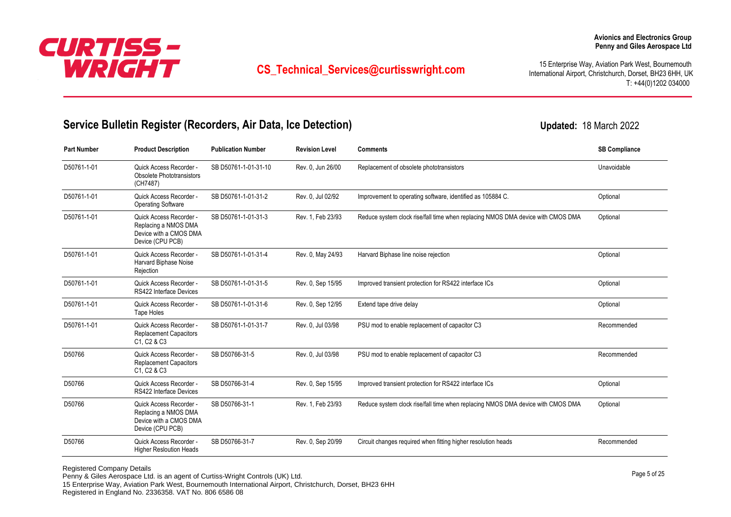## Service Bulletin Register (Recorders, Air Data, Ice Detection)

**Updated:** 18 March 2022

| Part Number | Product Description | Publication Number | Revision Level | Comments | SB Compliance |
|---|---|---|---|---|---|
| D50761-1-01 | Quick Access Recorder - Obsolete Phototransistors (CH7487) | SB D50761-1-01-31-10 | Rev. 0, Jun 26/00 | Replacement of obsolete phototransistors | Unavoidable |
| D50761-1-01 | Quick Access Recorder - Operating Software | SB D50761-1-01-31-2 | Rev. 0, Jul 02/92 | Improvement to operating software, identified as 105884 C. | Optional |
| D50761-1-01 | Quick Access Recorder - Replacing a NMOS DMA Device with a CMOS DMA Device (CPU PCB) | SB D50761-1-01-31-3 | Rev. 1, Feb 23/93 | Reduce system clock rise/fall time when replacing NMOS DMA device with CMOS DMA | Optional |
| D50761-1-01 | Quick Access Recorder - Harvard Biphase Noise Rejection | SB D50761-1-01-31-4 | Rev. 0, May 24/93 | Harvard Biphase line noise rejection | Optional |
| D50761-1-01 | Quick Access Recorder - RS422 Interface Devices | SB D50761-1-01-31-5 | Rev. 0, Sep 15/95 | Improved transient protection for RS422 interface ICs | Optional |
| D50761-1-01 | Quick Access Recorder - Tape Holes | SB D50761-1-01-31-6 | Rev. 0, Sep 12/95 | Extend tape drive delay | Optional |
| D50761-1-01 | Quick Access Recorder - Replacement Capacitors C1, C2 & C3 | SB D50761-1-01-31-7 | Rev. 0, Jul 03/98 | PSU mod to enable replacement of capacitor C3 | Recommended |
| D50766 | Quick Access Recorder - Replacement Capacitors C1, C2 & C3 | SB D50766-31-5 | Rev. 0, Jul 03/98 | PSU mod to enable replacement of capacitor C3 | Recommended |
| D50766 | Quick Access Recorder - RS422 Interface Devices | SB D50766-31-4 | Rev. 0, Sep 15/95 | Improved transient protection for RS422 interface ICs | Optional |
| D50766 | Quick Access Recorder - Replacing a NMOS DMA Device with a CMOS DMA Device (CPU PCB) | SB D50766-31-1 | Rev. 1, Feb 23/93 | Reduce system clock rise/fall time when replacing NMOS DMA device with CMOS DMA | Optional |
| D50766 | Quick Access Recorder - Higher Resloution Heads | SB D50766-31-7 | Rev. 0, Sep 20/99 | Circuit changes required when fitting higher resolution heads | Recommended |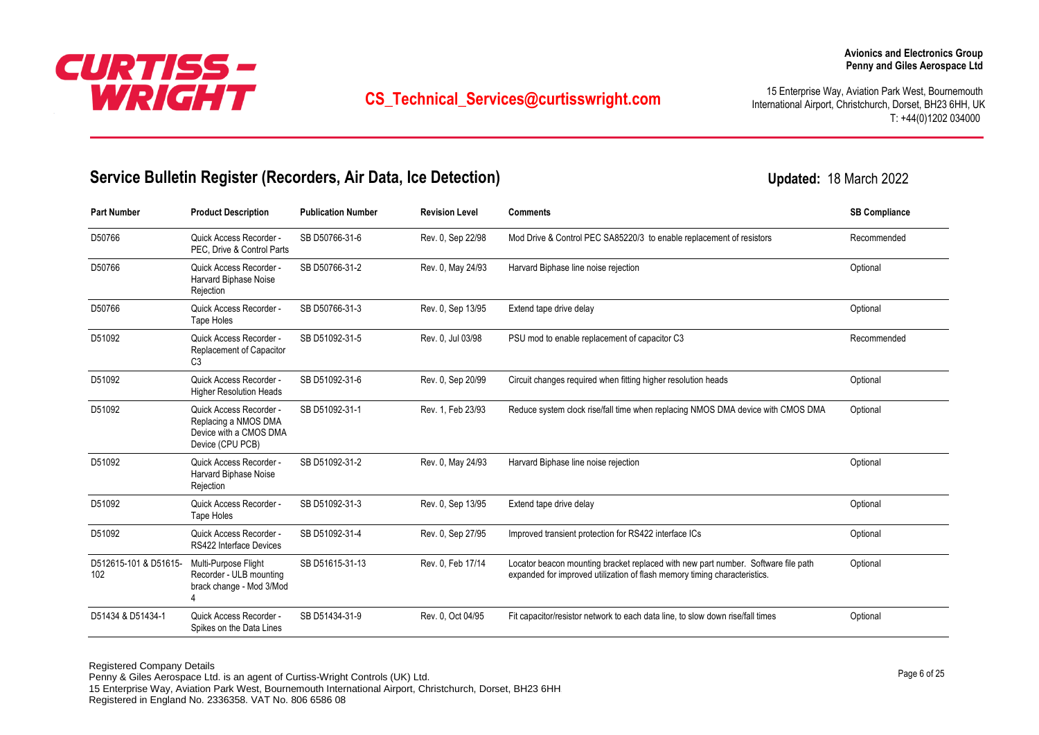## Service Bulletin Register (Recorders, Air Data, Ice Detection)

**Updated:** 18 March 2022

| Part Number | Product Description | Publication Number | Revision Level | Comments | SB Compliance |
|---|---|---|---|---|---|
| D50766 | Quick Access Recorder - PEC, Drive & Control Parts | SB D50766-31-6 | Rev. 0, Sep 22/98 | Mod Drive & Control PEC SA85220/3 to enable replacement of resistors | Recommended |
| D50766 | Quick Access Recorder - Harvard Biphase Noise Rejection | SB D50766-31-2 | Rev. 0, May 24/93 | Harvard Biphase line noise rejection | Optional |
| D50766 | Quick Access Recorder - Tape Holes | SB D50766-31-3 | Rev. 0, Sep 13/95 | Extend tape drive delay | Optional |
| D51092 | Quick Access Recorder - Replacement of Capacitor C3 | SB D51092-31-5 | Rev. 0, Jul 03/98 | PSU mod to enable replacement of capacitor C3 | Recommended |
| D51092 | Quick Access Recorder - Higher Resolution Heads | SB D51092-31-6 | Rev. 0, Sep 20/99 | Circuit changes required when fitting higher resolution heads | Optional |
| D51092 | Quick Access Recorder - Replacing a NMOS DMA Device with a CMOS DMA Device (CPU PCB) | SB D51092-31-1 | Rev. 1, Feb 23/93 | Reduce system clock rise/fall time when replacing NMOS DMA device with CMOS DMA | Optional |
| D51092 | Quick Access Recorder - Harvard Biphase Noise Rejection | SB D51092-31-2 | Rev. 0, May 24/93 | Harvard Biphase line noise rejection | Optional |
| D51092 | Quick Access Recorder - Tape Holes | SB D51092-31-3 | Rev. 0, Sep 13/95 | Extend tape drive delay | Optional |
| D51092 | Quick Access Recorder - RS422 Interface Devices | SB D51092-31-4 | Rev. 0, Sep 27/95 | Improved transient protection for RS422 interface ICs | Optional |
| D512615-101 & D51615-102 | Multi-Purpose Flight Recorder - ULB mounting brack change - Mod 3/Mod 4 | SB D51615-31-13 | Rev. 0, Feb 17/14 | Locator beacon mounting bracket replaced with new part number. Software file path expanded for improved utilization of flash memory timing characteristics. | Optional |
| D51434 & D51434-1 | Quick Access Recorder - Spikes on the Data Lines | SB D51434-31-9 | Rev. 0, Oct 04/95 | Fit capacitor/resistor network to each data line, to slow down rise/fall times | Optional |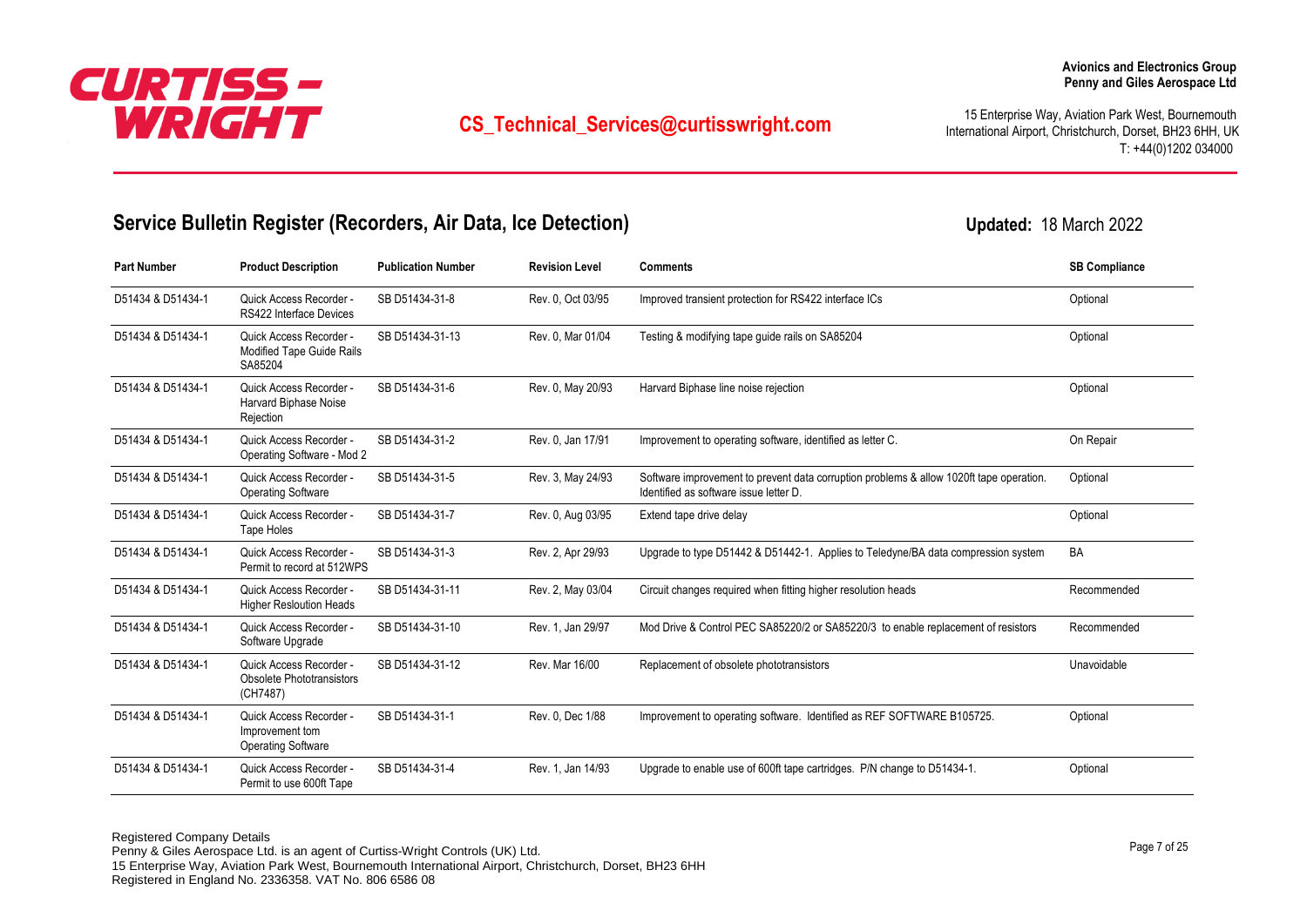## Service Bulletin Register (Recorders, Air Data, Ice Detection)

**Updated:** 18 March 2022

| Part Number | Product Description | Publication Number | Revision Level | Comments | SB Compliance |
|---|---|---|---|---|---|
| D51434 & D51434-1 | Quick Access Recorder - RS422 Interface Devices | SB D51434-31-8 | Rev. 0, Oct 03/95 | Improved transient protection for RS422 interface ICs | Optional |
| D51434 & D51434-1 | Quick Access Recorder - Modified Tape Guide Rails SA85204 | SB D51434-31-13 | Rev. 0, Mar 01/04 | Testing & modifying tape guide rails on SA85204 | Optional |
| D51434 & D51434-1 | Quick Access Recorder - Harvard Biphase Noise Rejection | SB D51434-31-6 | Rev. 0, May 20/93 | Harvard Biphase line noise rejection | Optional |
| D51434 & D51434-1 | Quick Access Recorder - Operating Software - Mod 2 | SB D51434-31-2 | Rev. 0, Jan 17/91 | Improvement to operating software, identified as letter C. | On Repair |
| D51434 & D51434-1 | Quick Access Recorder - Operating Software | SB D51434-31-5 | Rev. 3, May 24/93 | Software improvement to prevent data corruption problems & allow 1020ft tape operation. Identified as software issue letter D. | Optional |
| D51434 & D51434-1 | Quick Access Recorder - Tape Holes | SB D51434-31-7 | Rev. 0, Aug 03/95 | Extend tape drive delay | Optional |
| D51434 & D51434-1 | Quick Access Recorder - Permit to record at 512WPS | SB D51434-31-3 | Rev. 2, Apr 29/93 | Upgrade to type D51442 & D51442-1. Applies to Teledyne/BA data compression system | BA |
| D51434 & D51434-1 | Quick Access Recorder - Higher Resloution Heads | SB D51434-31-11 | Rev. 2, May 03/04 | Circuit changes required when fitting higher resolution heads | Recommended |
| D51434 & D51434-1 | Quick Access Recorder - Software Upgrade | SB D51434-31-10 | Rev. 1, Jan 29/97 | Mod Drive & Control PEC SA85220/2 or SA85220/3 to enable replacement of resistors | Recommended |
| D51434 & D51434-1 | Quick Access Recorder - Obsolete Phototransistors (CH7487) | SB D51434-31-12 | Rev. Mar 16/00 | Replacement of obsolete phototransistors | Unavoidable |
| D51434 & D51434-1 | Quick Access Recorder - Improvement tom Operating Software | SB D51434-31-1 | Rev. 0, Dec 1/88 | Improvement to operating software. Identified as REF SOFTWARE B105725. | Optional |
| D51434 & D51434-1 | Quick Access Recorder - Permit to use 600ft Tape | SB D51434-31-4 | Rev. 1, Jan 14/93 | Upgrade to enable use of 600ft tape cartridges. P/N change to D51434-1. | Optional |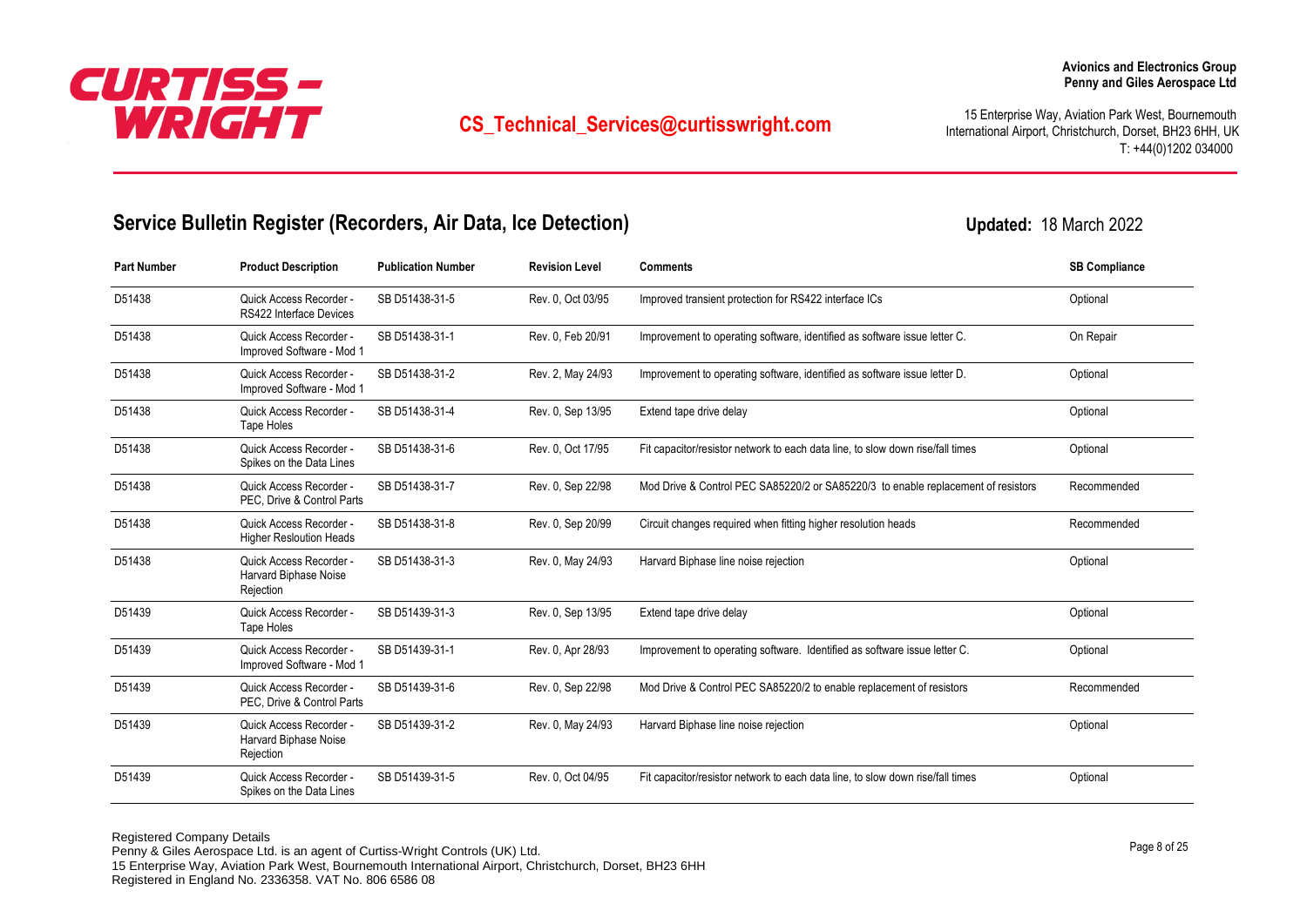**Avionics and Electronics Group**
**Penny and Giles Aerospace Ltd**

**CS_Technical_Services@curtisswright.com**

15 Enterprise Way, Aviation Park West, Bournemouth International Airport, Christchurch, Dorset, BH23 6HH, UK
T: +44(0)1202 034000

## Service Bulletin Register (Recorders, Air Data, Ice Detection)

**Updated:** 18 March 2022

| Part Number | Product Description | Publication Number | Revision Level | Comments | SB Compliance |
|---|---|---|---|---|---|
| D51438 | Quick Access Recorder - RS422 Interface Devices | SB D51438-31-5 | Rev. 0, Oct 03/95 | Improved transient protection for RS422 interface ICs | Optional |
| D51438 | Quick Access Recorder - Improved Software - Mod 1 | SB D51438-31-1 | Rev. 0, Feb 20/91 | Improvement to operating software, identified as software issue letter C. | On Repair |
| D51438 | Quick Access Recorder - Improved Software - Mod 1 | SB D51438-31-2 | Rev. 2, May 24/93 | Improvement to operating software, identified as software issue letter D. | Optional |
| D51438 | Quick Access Recorder - Tape Holes | SB D51438-31-4 | Rev. 0, Sep 13/95 | Extend tape drive delay | Optional |
| D51438 | Quick Access Recorder - Spikes on the Data Lines | SB D51438-31-6 | Rev. 0, Oct 17/95 | Fit capacitor/resistor network to each data line, to slow down rise/fall times | Optional |
| D51438 | Quick Access Recorder - PEC, Drive & Control Parts | SB D51438-31-7 | Rev. 0, Sep 22/98 | Mod Drive & Control PEC SA85220/2 or SA85220/3 to enable replacement of resistors | Recommended |
| D51438 | Quick Access Recorder - Higher Resloution Heads | SB D51438-31-8 | Rev. 0, Sep 20/99 | Circuit changes required when fitting higher resolution heads | Recommended |
| D51438 | Quick Access Recorder - Harvard Biphase Noise Rejection | SB D51438-31-3 | Rev. 0, May 24/93 | Harvard Biphase line noise rejection | Optional |
| D51439 | Quick Access Recorder - Tape Holes | SB D51439-31-3 | Rev. 0, Sep 13/95 | Extend tape drive delay | Optional |
| D51439 | Quick Access Recorder - Improved Software - Mod 1 | SB D51439-31-1 | Rev. 0, Apr 28/93 | Improvement to operating software. Identified as software issue letter C. | Optional |
| D51439 | Quick Access Recorder - PEC, Drive & Control Parts | SB D51439-31-6 | Rev. 0, Sep 22/98 | Mod Drive & Control PEC SA85220/2 to enable replacement of resistors | Recommended |
| D51439 | Quick Access Recorder - Harvard Biphase Noise Rejection | SB D51439-31-2 | Rev. 0, May 24/93 | Harvard Biphase line noise rejection | Optional |
| D51439 | Quick Access Recorder - Spikes on the Data Lines | SB D51439-31-5 | Rev. 0, Oct 04/95 | Fit capacitor/resistor network to each data line, to slow down rise/fall times | Optional |

Registered Company Details
Penny & Giles Aerospace Ltd. is an agent of Curtiss-Wright Controls (UK) Ltd.
15 Enterprise Way, Aviation Park West, Bournemouth International Airport, Christchurch, Dorset, BH23 6HH
Registered in England No. 2336358. VAT No. 806 6586 08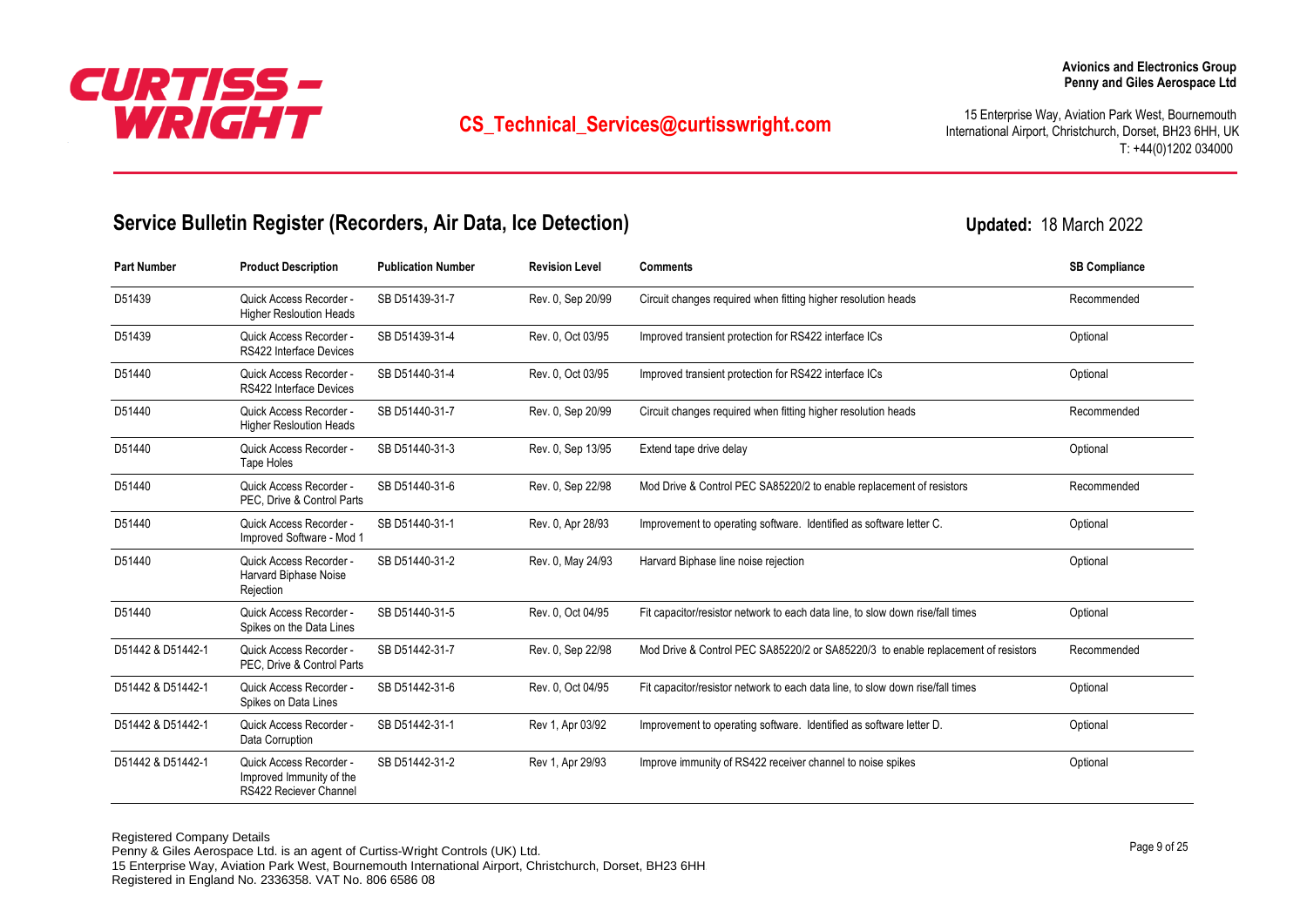## Service Bulletin Register (Recorders, Air Data, Ice Detection)

**Updated:** 18 March 2022

| Part Number | Product Description | Publication Number | Revision Level | Comments | SB Compliance |
|---|---|---|---|---|---|
| D51439 | Quick Access Recorder - Higher Resloution Heads | SB D51439-31-7 | Rev. 0, Sep 20/99 | Circuit changes required when fitting higher resolution heads | Recommended |
| D51439 | Quick Access Recorder - RS422 Interface Devices | SB D51439-31-4 | Rev. 0, Oct 03/95 | Improved transient protection for RS422 interface ICs | Optional |
| D51440 | Quick Access Recorder - RS422 Interface Devices | SB D51440-31-4 | Rev. 0, Oct 03/95 | Improved transient protection for RS422 interface ICs | Optional |
| D51440 | Quick Access Recorder - Higher Resloution Heads | SB D51440-31-7 | Rev. 0, Sep 20/99 | Circuit changes required when fitting higher resolution heads | Recommended |
| D51440 | Quick Access Recorder - Tape Holes | SB D51440-31-3 | Rev. 0, Sep 13/95 | Extend tape drive delay | Optional |
| D51440 | Quick Access Recorder - PEC, Drive & Control Parts | SB D51440-31-6 | Rev. 0, Sep 22/98 | Mod Drive & Control PEC SA85220/2 to enable replacement of resistors | Recommended |
| D51440 | Quick Access Recorder - Improved Software - Mod 1 | SB D51440-31-1 | Rev. 0, Apr 28/93 | Improvement to operating software. Identified as software letter C. | Optional |
| D51440 | Quick Access Recorder - Harvard Biphase Noise Rejection | SB D51440-31-2 | Rev. 0, May 24/93 | Harvard Biphase line noise rejection | Optional |
| D51440 | Quick Access Recorder - Spikes on the Data Lines | SB D51440-31-5 | Rev. 0, Oct 04/95 | Fit capacitor/resistor network to each data line, to slow down rise/fall times | Optional |
| D51442 & D51442-1 | Quick Access Recorder - PEC, Drive & Control Parts | SB D51442-31-7 | Rev. 0, Sep 22/98 | Mod Drive & Control PEC SA85220/2 or SA85220/3 to enable replacement of resistors | Recommended |
| D51442 & D51442-1 | Quick Access Recorder - Spikes on Data Lines | SB D51442-31-6 | Rev. 0, Oct 04/95 | Fit capacitor/resistor network to each data line, to slow down rise/fall times | Optional |
| D51442 & D51442-1 | Quick Access Recorder - Data Corruption | SB D51442-31-1 | Rev 1, Apr 03/92 | Improvement to operating software. Identified as software letter D. | Optional |
| D51442 & D51442-1 | Quick Access Recorder - Improved Immunity of the RS422 Reciever Channel | SB D51442-31-2 | Rev 1, Apr 29/93 | Improve immunity of RS422 receiver channel to noise spikes | Optional |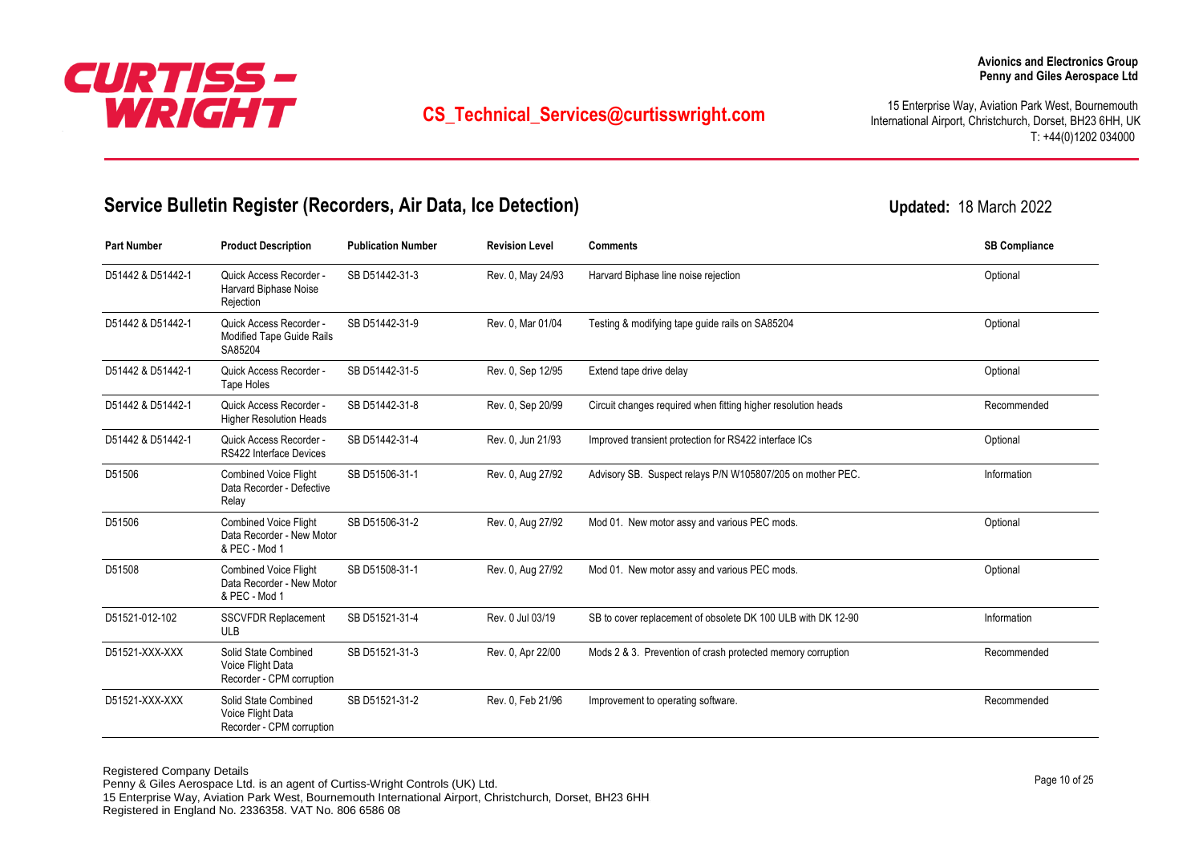## Service Bulletin Register (Recorders, Air Data, Ice Detection)

**Updated:** 18 March 2022

| Part Number | Product Description | Publication Number | Revision Level | Comments | SB Compliance |
|---|---|---|---|---|---|
| D51442 & D51442-1 | Quick Access Recorder - Harvard Biphase Noise Rejection | SB D51442-31-3 | Rev. 0, May 24/93 | Harvard Biphase line noise rejection | Optional |
| D51442 & D51442-1 | Quick Access Recorder - Modified Tape Guide Rails SA85204 | SB D51442-31-9 | Rev. 0, Mar 01/04 | Testing & modifying tape guide rails on SA85204 | Optional |
| D51442 & D51442-1 | Quick Access Recorder - Tape Holes | SB D51442-31-5 | Rev. 0, Sep 12/95 | Extend tape drive delay | Optional |
| D51442 & D51442-1 | Quick Access Recorder - Higher Resolution Heads | SB D51442-31-8 | Rev. 0, Sep 20/99 | Circuit changes required when fitting higher resolution heads | Recommended |
| D51442 & D51442-1 | Quick Access Recorder - RS422 Interface Devices | SB D51442-31-4 | Rev. 0, Jun 21/93 | Improved transient protection for RS422 interface ICs | Optional |
| D51506 | Combined Voice Flight Data Recorder - Defective Relay | SB D51506-31-1 | Rev. 0, Aug 27/92 | Advisory SB. Suspect relays P/N W105807/205 on mother PEC. | Information |
| D51506 | Combined Voice Flight Data Recorder - New Motor & PEC - Mod 1 | SB D51506-31-2 | Rev. 0, Aug 27/92 | Mod 01. New motor assy and various PEC mods. | Optional |
| D51508 | Combined Voice Flight Data Recorder - New Motor & PEC - Mod 1 | SB D51508-31-1 | Rev. 0, Aug 27/92 | Mod 01. New motor assy and various PEC mods. | Optional |
| D51521-012-102 | SSCVFDR Replacement ULB | SB D51521-31-4 | Rev. 0 Jul 03/19 | SB to cover replacement of obsolete DK 100 ULB with DK 12-90 | Information |
| D51521-XXX-XXX | Solid State Combined Voice Flight Data Recorder - CPM corruption | SB D51521-31-3 | Rev. 0, Apr 22/00 | Mods 2 & 3. Prevention of crash protected memory corruption | Recommended |
| D51521-XXX-XXX | Solid State Combined Voice Flight Data Recorder - CPM corruption | SB D51521-31-2 | Rev. 0, Feb 21/96 | Improvement to operating software. | Recommended |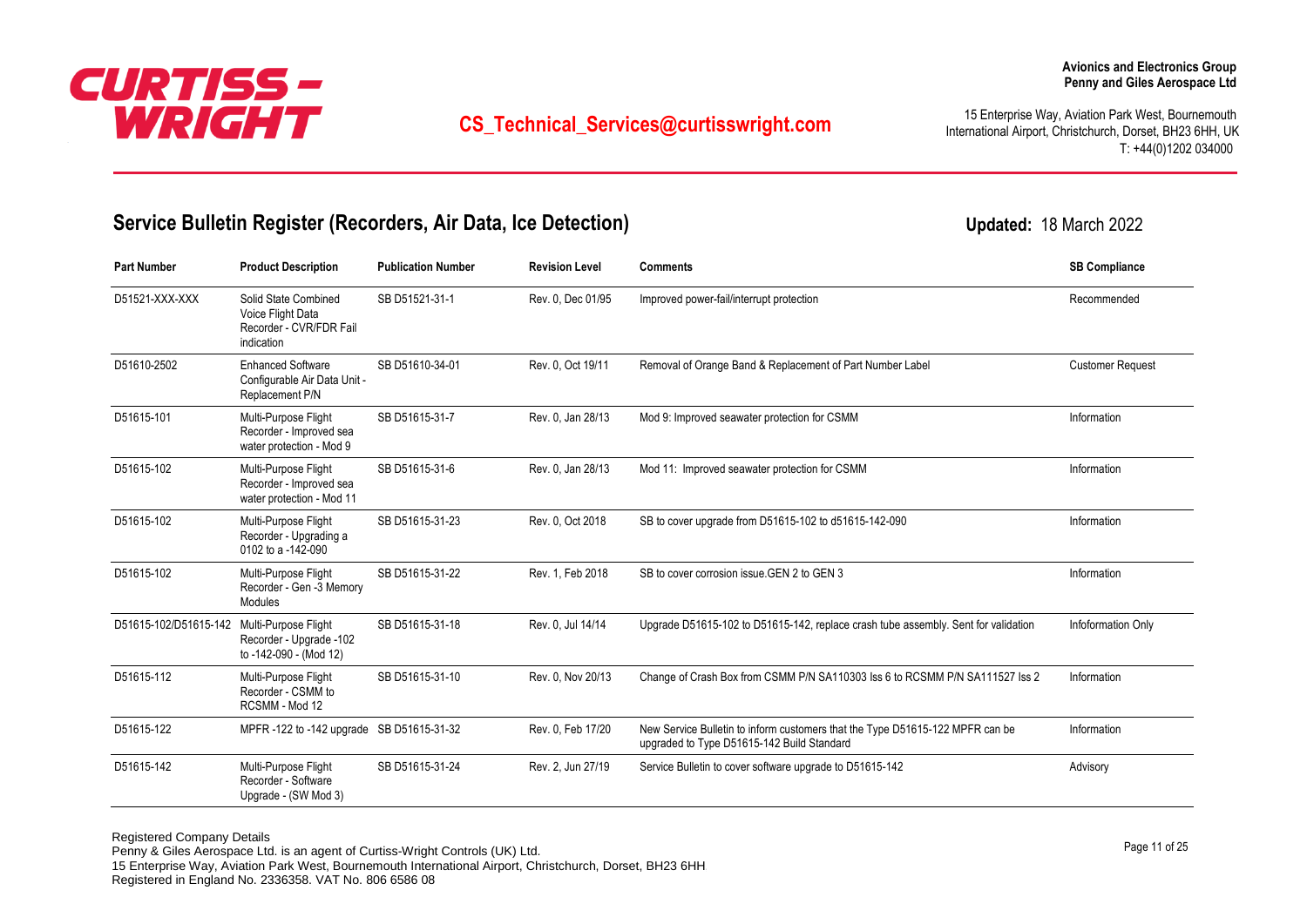## Service Bulletin Register (Recorders, Air Data, Ice Detection)

**Updated:** 18 March 2022

| Part Number | Product Description | Publication Number | Revision Level | Comments | SB Compliance |
|---|---|---|---|---|---|
| D51521-XXX-XXX | Solid State Combined Voice Flight Data Recorder - CVR/FDR Fail indication | SB D51521-31-1 | Rev. 0, Dec 01/95 | Improved power-fail/interrupt protection | Recommended |
| D51610-2502 | Enhanced Software Configurable Air Data Unit - Replacement P/N | SB D51610-34-01 | Rev. 0, Oct 19/11 | Removal of Orange Band & Replacement of Part Number Label | Customer Request |
| D51615-101 | Multi-Purpose Flight Recorder - Improved sea water protection - Mod 9 | SB D51615-31-7 | Rev. 0, Jan 28/13 | Mod 9: Improved seawater protection for CSMM | Information |
| D51615-102 | Multi-Purpose Flight Recorder - Improved sea water protection - Mod 11 | SB D51615-31-6 | Rev. 0, Jan 28/13 | Mod 11: Improved seawater protection for CSMM | Information |
| D51615-102 | Multi-Purpose Flight Recorder - Upgrading a 0102 to a -142-090 | SB D51615-31-23 | Rev. 0, Oct 2018 | SB to cover upgrade from D51615-102 to d51615-142-090 | Information |
| D51615-102 | Multi-Purpose Flight Recorder - Gen -3 Memory Modules | SB D51615-31-22 | Rev. 1, Feb 2018 | SB to cover corrosion issue.GEN 2 to GEN 3 | Information |
| D51615-102/D51615-142 | Multi-Purpose Flight Recorder - Upgrade -102 to -142-090 - (Mod 12) | SB D51615-31-18 | Rev. 0, Jul 14/14 | Upgrade D51615-102 to D51615-142, replace crash tube assembly. Sent for validation | Infoformation Only |
| D51615-112 | Multi-Purpose Flight Recorder - CSMM to RCSMM - Mod 12 | SB D51615-31-10 | Rev. 0, Nov 20/13 | Change of Crash Box from CSMM P/N SA110303 Iss 6 to RCSMM P/N SA111527 Iss 2 | Information |
| D51615-122 | MPFR -122 to -142 upgrade | SB D51615-31-32 | Rev. 0, Feb 17/20 | New Service Bulletin to inform customers that the Type D51615-122 MPFR can be upgraded to Type D51615-142 Build Standard | Information |
| D51615-142 | Multi-Purpose Flight Recorder - Software Upgrade - (SW Mod 3) | SB D51615-31-24 | Rev. 2, Jun 27/19 | Service Bulletin to cover software upgrade to D51615-142 | Advisory |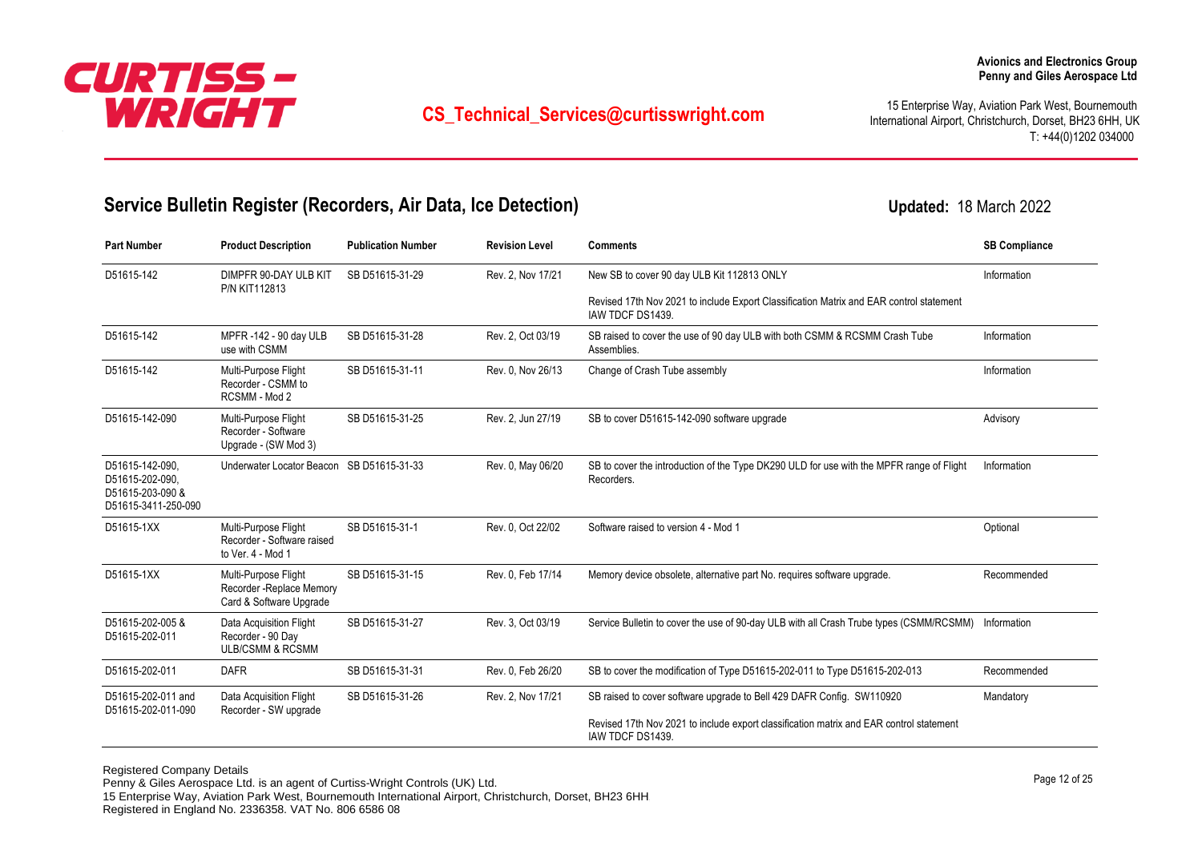**Avionics and Electronics Group**
**Penny and Giles Aerospace Ltd**

**CS_Technical_Services@curtisswright.com**

15 Enterprise Way, Aviation Park West, Bournemouth International Airport, Christchurch, Dorset, BH23 6HH, UK
T: +44(0)1202 034000

## Service Bulletin Register (Recorders, Air Data, Ice Detection)

**Updated:** 18 March 2022

| Part Number | Product Description | Publication Number | Revision Level | Comments | SB Compliance |
|---|---|---|---|---|---|
| D51615-142 | DIMPFR 90-DAY ULB KIT P/N KIT112813 | SB D51615-31-29 | Rev. 2, Nov 17/21 | New SB to cover 90 day ULB Kit 112813 ONLY<br><br>Revised 17th Nov 2021 to include Export Classification Matrix and EAR control statement IAW TDCF DS1439. | Information |
| D51615-142 | MPFR -142 - 90 day ULB use with CSMM | SB D51615-31-28 | Rev. 2, Oct 03/19 | SB raised to cover the use of 90 day ULB with both CSMM & RCSMM Crash Tube Assemblies. | Information |
| D51615-142 | Multi-Purpose Flight Recorder - CSMM to RCSMM - Mod 2 | SB D51615-31-11 | Rev. 0, Nov 26/13 | Change of Crash Tube assembly | Information |
| D51615-142-090 | Multi-Purpose Flight Recorder - Software Upgrade - (SW Mod 3) | SB D51615-31-25 | Rev. 2, Jun 27/19 | SB to cover D51615-142-090 software upgrade | Advisory |
| D51615-142-090, D51615-202-090, D51615-203-090 & D51615-3411-250-090 | Underwater Locator Beacon | SB D51615-31-33 | Rev. 0, May 06/20 | SB to cover the introduction of the Type DK290 ULD for use with the MPFR range of Flight Recorders. | Information |
| D51615-1XX | Multi-Purpose Flight Recorder - Software raised to Ver. 4 - Mod 1 | SB D51615-31-1 | Rev. 0, Oct 22/02 | Software raised to version 4 - Mod 1 | Optional |
| D51615-1XX | Multi-Purpose Flight Recorder -Replace Memory Card & Software Upgrade | SB D51615-31-15 | Rev. 0, Feb 17/14 | Memory device obsolete, alternative part No. requires software upgrade. | Recommended |
| D51615-202-005 & D51615-202-011 | Data Acquisition Flight Recorder - 90 Day ULB/CSMM & RCSMM | SB D51615-31-27 | Rev. 3, Oct 03/19 | Service Bulletin to cover the use of 90-day ULB with all Crash Trube types (CSMM/RCSMM) | Information |
| D51615-202-011 | DAFR | SB D51615-31-31 | Rev. 0, Feb 26/20 | SB to cover the modification of Type D51615-202-011 to Type D51615-202-013 | Recommended |
| D51615-202-011 and D51615-202-011-090 | Data Acquisition Flight Recorder - SW upgrade | SB D51615-31-26 | Rev. 2, Nov 17/21 | SB raised to cover software upgrade to Bell 429 DAFR Config. SW110920<br><br>Revised 17th Nov 2021 to include export classification matrix and EAR control statement IAW TDCF DS1439. | Mandatory |

Registered Company Details
Penny & Giles Aerospace Ltd. is an agent of Curtiss-Wright Controls (UK) Ltd.
15 Enterprise Way, Aviation Park West, Bournemouth International Airport, Christchurch, Dorset, BH23 6HH
Registered in England No. 2336358. VAT No. 806 6586 08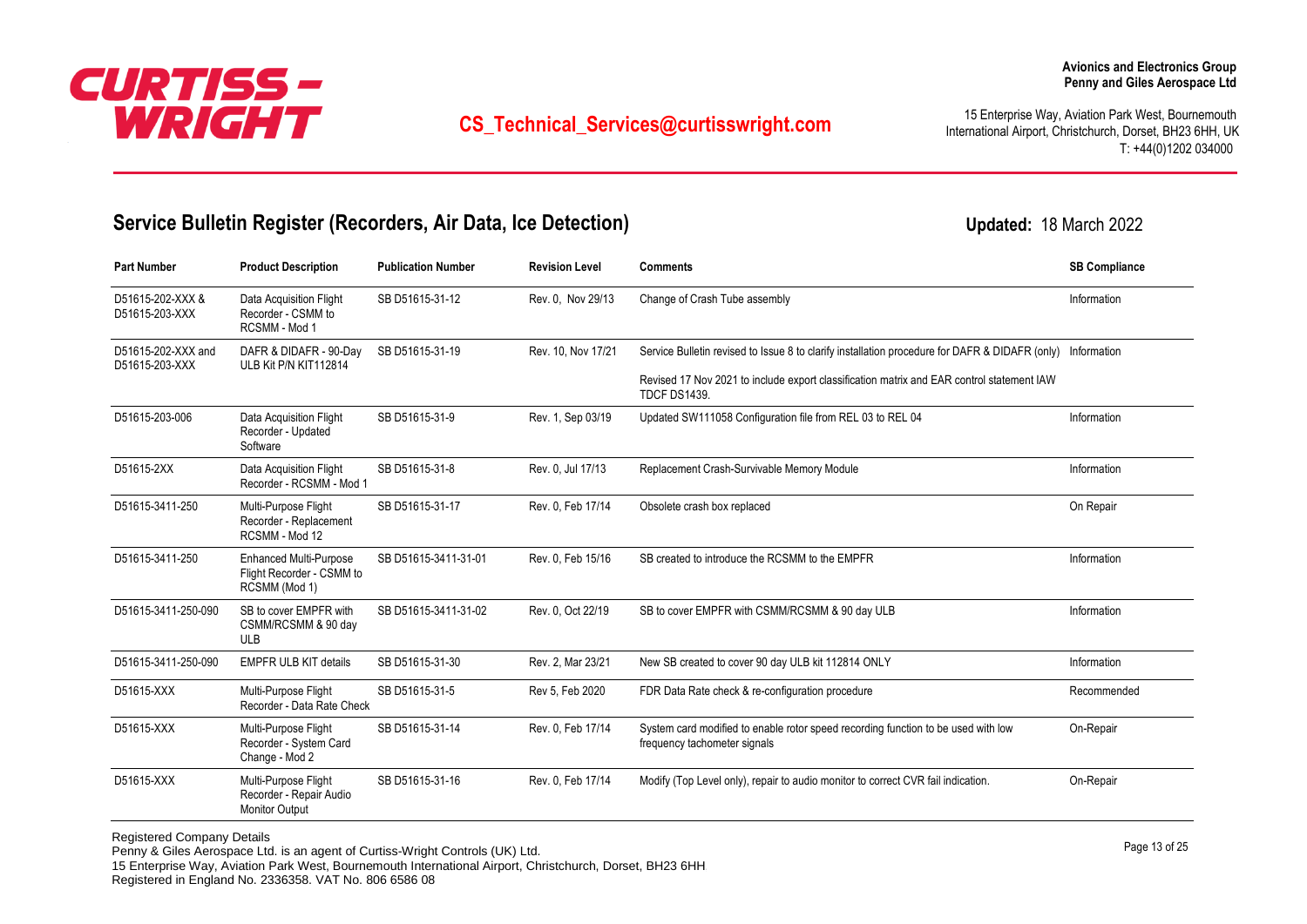## Service Bulletin Register (Recorders, Air Data, Ice Detection)

**Updated:** 18 March 2022

| Part Number | Product Description | Publication Number | Revision Level | Comments | SB Compliance |
|---|---|---|---|---|---|
| D51615-202-XXX & D51615-203-XXX | Data Acquisition Flight Recorder - CSMM to RCSMM - Mod 1 | SB D51615-31-12 | Rev. 0, Nov 29/13 | Change of Crash Tube assembly | Information |
| D51615-202-XXX and D51615-203-XXX | DAFR & DIDAFR - 90-Day ULB Kit P/N KIT112814 | SB D51615-31-19 | Rev. 10, Nov 17/21 | Service Bulletin revised to Issue 8 to clarify installation procedure for DAFR & DIDAFR (only)<br>Revised 17 Nov 2021 to include export classification matrix and EAR control statement IAW TDCF DS1439. | Information |
| D51615-203-006 | Data Acquisition Flight Recorder - Updated Software | SB D51615-31-9 | Rev. 1, Sep 03/19 | Updated SW111058 Configuration file from REL 03 to REL 04 | Information |
| D51615-2XX | Data Acquisition Flight Recorder - RCSMM - Mod 1 | SB D51615-31-8 | Rev. 0, Jul 17/13 | Replacement Crash-Survivable Memory Module | Information |
| D51615-3411-250 | Multi-Purpose Flight Recorder - Replacement RCSMM - Mod 12 | SB D51615-31-17 | Rev. 0, Feb 17/14 | Obsolete crash box replaced | On Repair |
| D51615-3411-250 | Enhanced Multi-Purpose Flight Recorder - CSMM to RCSMM (Mod 1) | SB D51615-3411-31-01 | Rev. 0, Feb 15/16 | SB created to introduce the RCSMM to the EMPFR | Information |
| D51615-3411-250-090 | SB to cover EMPFR with CSMM/RCSMM & 90 day ULB | SB D51615-3411-31-02 | Rev. 0, Oct 22/19 | SB to cover EMPFR with CSMM/RCSMM & 90 day ULB | Information |
| D51615-3411-250-090 | EMPFR ULB KIT details | SB D51615-31-30 | Rev. 2, Mar 23/21 | New SB created to cover 90 day ULB kit 112814 ONLY | Information |
| D51615-XXX | Multi-Purpose Flight Recorder - Data Rate Check | SB D51615-31-5 | Rev 5, Feb 2020 | FDR Data Rate check & re-configuration procedure | Recommended |
| D51615-XXX | Multi-Purpose Flight Recorder - System Card Change - Mod 2 | SB D51615-31-14 | Rev. 0, Feb 17/14 | System card modified to enable rotor speed recording function to be used with low frequency tachometer signals | On-Repair |
| D51615-XXX | Multi-Purpose Flight Recorder - Repair Audio Monitor Output | SB D51615-31-16 | Rev. 0, Feb 17/14 | Modify (Top Level only), repair to audio monitor to correct CVR fail indication. | On-Repair |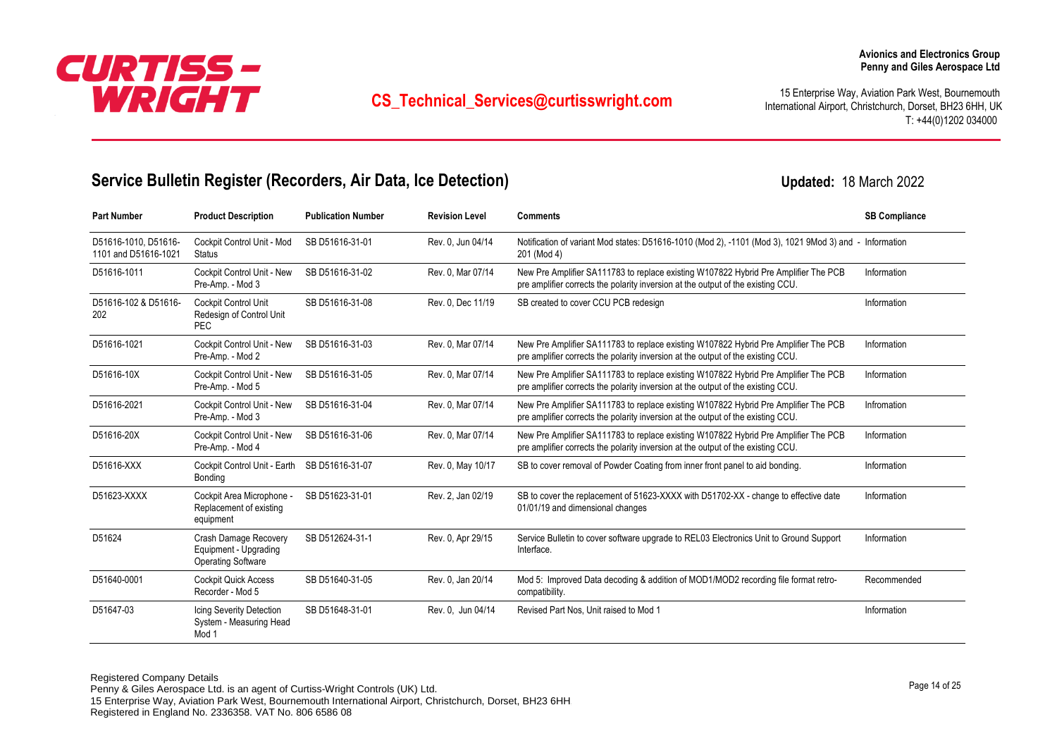**Avionics and Electronics Group**
**Penny and Giles Aerospace Ltd**

**CS_Technical_Services@curtisswright.com**

15 Enterprise Way, Aviation Park West, Bournemouth International Airport, Christchurch, Dorset, BH23 6HH, UK
T: +44(0)1202 034000

## Service Bulletin Register (Recorders, Air Data, Ice Detection)

**Updated:** 18 March 2022

| Part Number | Product Description | Publication Number | Revision Level | Comments | SB Compliance |
|---|---|---|---|---|---|
| D51616-1010, D51616-1101 and D51616-1021 | Cockpit Control Unit - Mod Status | SB D51616-31-01 | Rev. 0, Jun 04/14 | Notification of variant Mod states: D51616-1010 (Mod 2), -1101 (Mod 3), 1021 9Mod 3) and - 201 (Mod 4) | Information |
| D51616-1011 | Cockpit Control Unit - New Pre-Amp. - Mod 3 | SB D51616-31-02 | Rev. 0, Mar 07/14 | New Pre Amplifier SA111783 to replace existing W107822 Hybrid Pre Amplifier The PCB pre amplifier corrects the polarity inversion at the output of the existing CCU. | Information |
| D51616-102 & D51616-202 | Cockpit Control Unit Redesign of Control Unit PEC | SB D51616-31-08 | Rev. 0, Dec 11/19 | SB created to cover CCU PCB redesign | Information |
| D51616-1021 | Cockpit Control Unit - New Pre-Amp. - Mod 2 | SB D51616-31-03 | Rev. 0, Mar 07/14 | New Pre Amplifier SA111783 to replace existing W107822 Hybrid Pre Amplifier The PCB pre amplifier corrects the polarity inversion at the output of the existing CCU. | Information |
| D51616-10X | Cockpit Control Unit - New Pre-Amp. - Mod 5 | SB D51616-31-05 | Rev. 0, Mar 07/14 | New Pre Amplifier SA111783 to replace existing W107822 Hybrid Pre Amplifier The PCB pre amplifier corrects the polarity inversion at the output of the existing CCU. | Information |
| D51616-2021 | Cockpit Control Unit - New Pre-Amp. - Mod 3 | SB D51616-31-04 | Rev. 0, Mar 07/14 | New Pre Amplifier SA111783 to replace existing W107822 Hybrid Pre Amplifier The PCB pre amplifier corrects the polarity inversion at the output of the existing CCU. | Infromation |
| D51616-20X | Cockpit Control Unit - New Pre-Amp. - Mod 4 | SB D51616-31-06 | Rev. 0, Mar 07/14 | New Pre Amplifier SA111783 to replace existing W107822 Hybrid Pre Amplifier The PCB pre amplifier corrects the polarity inversion at the output of the existing CCU. | Information |
| D51616-XXX | Cockpit Control Unit - Earth Bonding | SB D51616-31-07 | Rev. 0, May 10/17 | SB to cover removal of Powder Coating from inner front panel to aid bonding. | Information |
| D51623-XXXX | Cockpit Area Microphone - Replacement of existing equipment | SB D51623-31-01 | Rev. 2, Jan 02/19 | SB to cover the replacement of 51623-XXXX with D51702-XX - change to effective date 01/01/19 and dimensional changes | Information |
| D51624 | Crash Damage Recovery Equipment - Upgrading Operating Software | SB D512624-31-1 | Rev. 0, Apr 29/15 | Service Bulletin to cover software upgrade to REL03 Electronics Unit to Ground Support Interface. | Information |
| D51640-0001 | Cockpit Quick Access Recorder - Mod 5 | SB D51640-31-05 | Rev. 0, Jan 20/14 | Mod 5: Improved Data decoding & addition of MOD1/MOD2 recording file format retro-compatibility. | Recommended |
| D51647-03 | Icing Severity Detection System - Measuring Head Mod 1 | SB D51648-31-01 | Rev. 0, Jun 04/14 | Revised Part Nos, Unit raised to Mod 1 | Information |

Registered Company Details
Penny & Giles Aerospace Ltd. is an agent of Curtiss-Wright Controls (UK) Ltd.
15 Enterprise Way, Aviation Park West, Bournemouth International Airport, Christchurch, Dorset, BH23 6HH
Registered in England No. 2336358. VAT No. 806 6586 08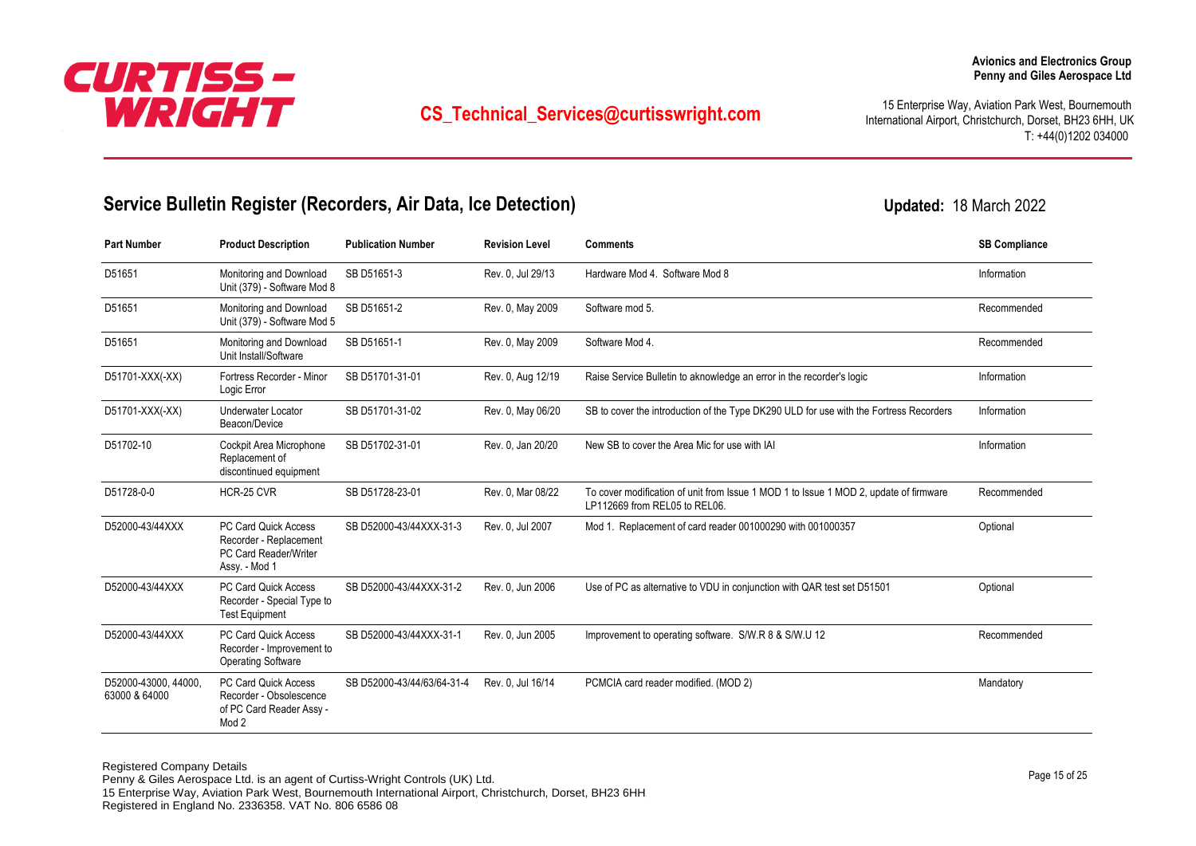## Service Bulletin Register (Recorders, Air Data, Ice Detection)

**Updated:** 18 March 2022

| Part Number | Product Description | Publication Number | Revision Level | Comments | SB Compliance |
|---|---|---|---|---|---|
| D51651 | Monitoring and Download Unit (379) - Software Mod 8 | SB D51651-3 | Rev. 0, Jul 29/13 | Hardware Mod 4. Software Mod 8 | Information |
| D51651 | Monitoring and Download Unit (379) - Software Mod 5 | SB D51651-2 | Rev. 0, May 2009 | Software mod 5. | Recommended |
| D51651 | Monitoring and Download Unit Install/Software | SB D51651-1 | Rev. 0, May 2009 | Software Mod 4. | Recommended |
| D51701-XXX(-XX) | Fortress Recorder - Minor Logic Error | SB D51701-31-01 | Rev. 0, Aug 12/19 | Raise Service Bulletin to aknowledge an error in the recorder's logic | Information |
| D51701-XXX(-XX) | Underwater Locator Beacon/Device | SB D51701-31-02 | Rev. 0, May 06/20 | SB to cover the introduction of the Type DK290 ULD for use with the Fortress Recorders | Information |
| D51702-10 | Cockpit Area Microphone Replacement of discontinued equipment | SB D51702-31-01 | Rev. 0, Jan 20/20 | New SB to cover the Area Mic for use with IAI | Information |
| D51728-0-0 | HCR-25 CVR | SB D51728-23-01 | Rev. 0, Mar 08/22 | To cover modification of unit from Issue 1 MOD 1 to Issue 1 MOD 2, update of firmware LP112669 from REL05 to REL06. | Recommended |
| D52000-43/44XXX | PC Card Quick Access Recorder - Replacement PC Card Reader/Writer Assy. - Mod 1 | SB D52000-43/44XXX-31-3 | Rev. 0, Jul 2007 | Mod 1. Replacement of card reader 001000290 with 001000357 | Optional |
| D52000-43/44XXX | PC Card Quick Access Recorder - Special Type to Test Equipment | SB D52000-43/44XXX-31-2 | Rev. 0, Jun 2006 | Use of PC as alternative to VDU in conjunction with QAR test set D51501 | Optional |
| D52000-43/44XXX | PC Card Quick Access Recorder - Improvement to Operating Software | SB D52000-43/44XXX-31-1 | Rev. 0, Jun 2005 | Improvement to operating software. S/W.R 8 & S/W.U 12 | Recommended |
| D52000-43000, 44000, 63000 & 64000 | PC Card Quick Access Recorder - Obsolescence of PC Card Reader Assy - Mod 2 | SB D52000-43/44/63/64-31-4 | Rev. 0, Jul 16/14 | PCMCIA card reader modified. (MOD 2) | Mandatory |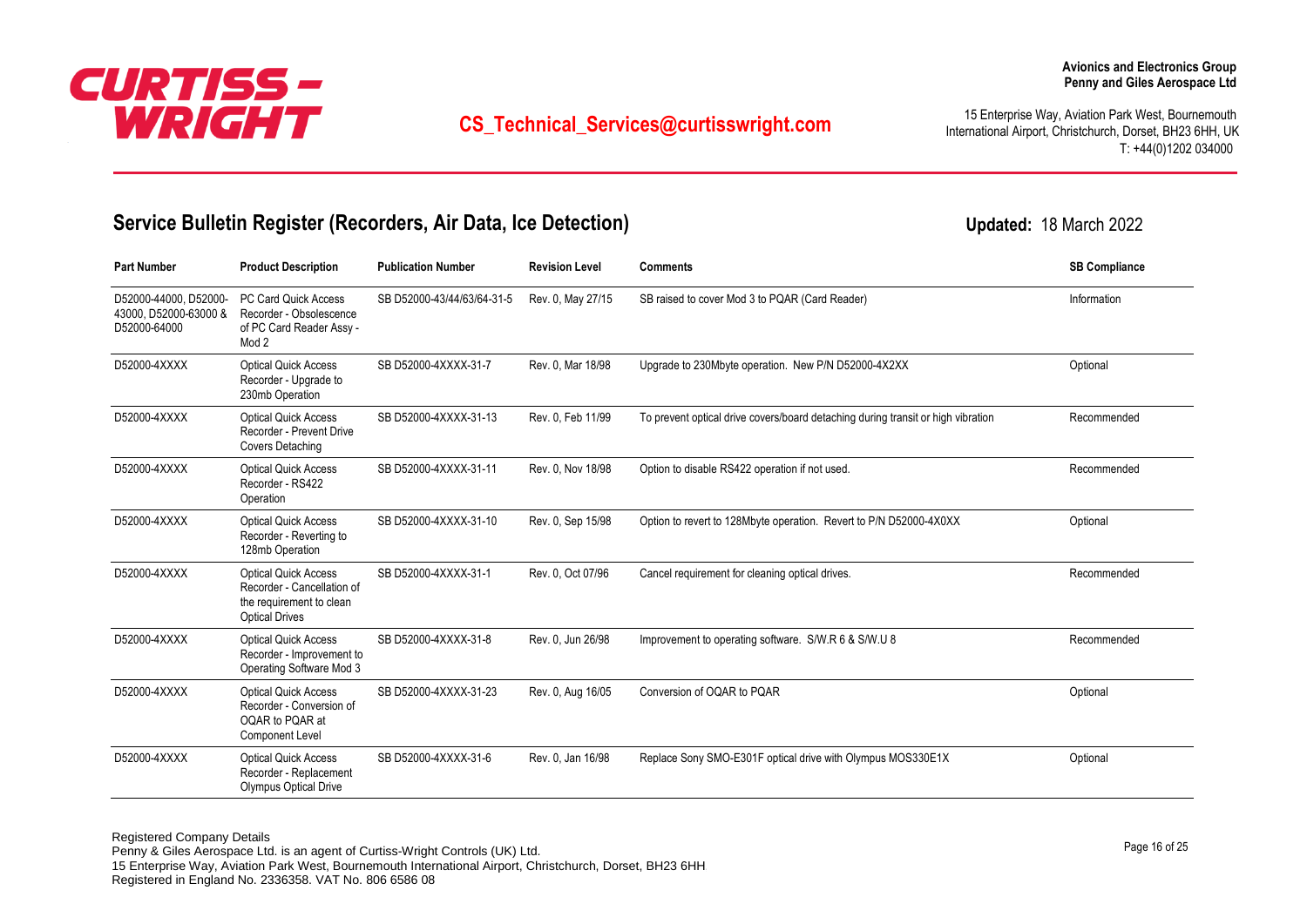## Service Bulletin Register (Recorders, Air Data, Ice Detection)

**Updated:** 18 March 2022

| Part Number | Product Description | Publication Number | Revision Level | Comments | SB Compliance |
|---|---|---|---|---|---|
| D52000-44000, D52000-43000, D52000-63000 & D52000-64000 | PC Card Quick Access Recorder - Obsolescence of PC Card Reader Assy - Mod 2 | SB D52000-43/44/63/64-31-5 | Rev. 0, May 27/15 | SB raised to cover Mod 3 to PQAR (Card Reader) | Information |
| D52000-4XXXX | Optical Quick Access Recorder - Upgrade to 230mb Operation | SB D52000-4XXXX-31-7 | Rev. 0, Mar 18/98 | Upgrade to 230Mbyte operation. New P/N D52000-4X2XX | Optional |
| D52000-4XXXX | Optical Quick Access Recorder - Prevent Drive Covers Detaching | SB D52000-4XXXX-31-13 | Rev. 0, Feb 11/99 | To prevent optical drive covers/board detaching during transit or high vibration | Recommended |
| D52000-4XXXX | Optical Quick Access Recorder - RS422 Operation | SB D52000-4XXXX-31-11 | Rev. 0, Nov 18/98 | Option to disable RS422 operation if not used. | Recommended |
| D52000-4XXXX | Optical Quick Access Recorder - Reverting to 128mb Operation | SB D52000-4XXXX-31-10 | Rev. 0, Sep 15/98 | Option to revert to 128Mbyte operation. Revert to P/N D52000-4X0XX | Optional |
| D52000-4XXXX | Optical Quick Access Recorder - Cancellation of the requirement to clean Optical Drives | SB D52000-4XXXX-31-1 | Rev. 0, Oct 07/96 | Cancel requirement for cleaning optical drives. | Recommended |
| D52000-4XXXX | Optical Quick Access Recorder - Improvement to Operating Software Mod 3 | SB D52000-4XXXX-31-8 | Rev. 0, Jun 26/98 | Improvement to operating software. S/W.R 6 & S/W.U 8 | Recommended |
| D52000-4XXXX | Optical Quick Access Recorder - Conversion of OQAR to PQAR at Component Level | SB D52000-4XXXX-31-23 | Rev. 0, Aug 16/05 | Conversion of OQAR to PQAR | Optional |
| D52000-4XXXX | Optical Quick Access Recorder - Replacement Olympus Optical Drive | SB D52000-4XXXX-31-6 | Rev. 0, Jan 16/98 | Replace Sony SMO-E301F optical drive with Olympus MOS330E1X | Optional |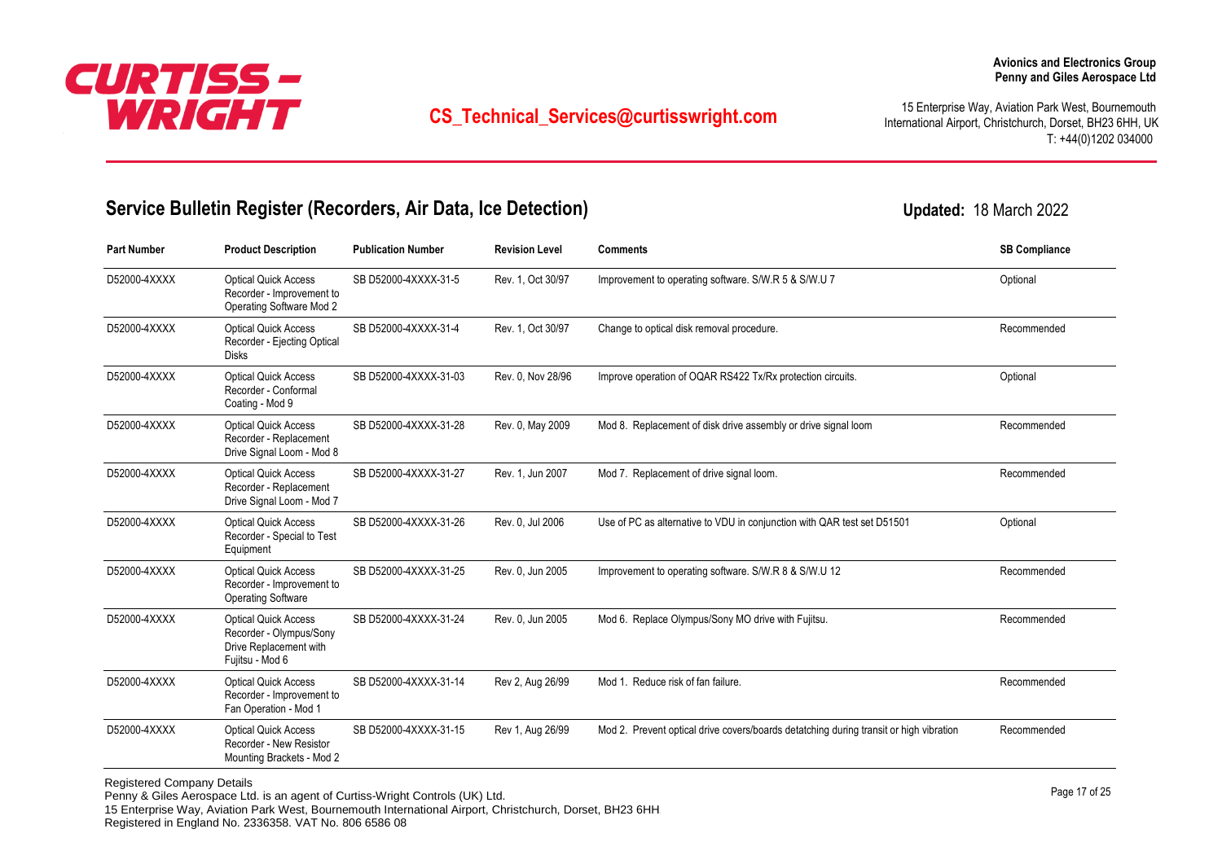## Service Bulletin Register (Recorders, Air Data, Ice Detection)

**Updated:** 18 March 2022

| Part Number | Product Description | Publication Number | Revision Level | Comments | SB Compliance |
|---|---|---|---|---|---|
| D52000-4XXXX | Optical Quick Access Recorder - Improvement to Operating Software Mod 2 | SB D52000-4XXXX-31-5 | Rev. 1, Oct 30/97 | Improvement to operating software. S/W.R 5 & S/W.U 7 | Optional |
| D52000-4XXXX | Optical Quick Access Recorder - Ejecting Optical Disks | SB D52000-4XXXX-31-4 | Rev. 1, Oct 30/97 | Change to optical disk removal procedure. | Recommended |
| D52000-4XXXX | Optical Quick Access Recorder - Conformal Coating - Mod 9 | SB D52000-4XXXX-31-03 | Rev. 0, Nov 28/96 | Improve operation of OQAR RS422 Tx/Rx protection circuits. | Optional |
| D52000-4XXXX | Optical Quick Access Recorder - Replacement Drive Signal Loom - Mod 8 | SB D52000-4XXXX-31-28 | Rev. 0, May 2009 | Mod 8. Replacement of disk drive assembly or drive signal loom | Recommended |
| D52000-4XXXX | Optical Quick Access Recorder - Replacement Drive Signal Loom - Mod 7 | SB D52000-4XXXX-31-27 | Rev. 1, Jun 2007 | Mod 7. Replacement of drive signal loom. | Recommended |
| D52000-4XXXX | Optical Quick Access Recorder - Special to Test Equipment | SB D52000-4XXXX-31-26 | Rev. 0, Jul 2006 | Use of PC as alternative to VDU in conjunction with QAR test set D51501 | Optional |
| D52000-4XXXX | Optical Quick Access Recorder - Improvement to Operating Software | SB D52000-4XXXX-31-25 | Rev. 0, Jun 2005 | Improvement to operating software. S/W.R 8 & S/W.U 12 | Recommended |
| D52000-4XXXX | Optical Quick Access Recorder - Olympus/Sony Drive Replacement with Fujitsu - Mod 6 | SB D52000-4XXXX-31-24 | Rev. 0, Jun 2005 | Mod 6. Replace Olympus/Sony MO drive with Fujitsu. | Recommended |
| D52000-4XXXX | Optical Quick Access Recorder - Improvement to Fan Operation - Mod 1 | SB D52000-4XXXX-31-14 | Rev 2, Aug 26/99 | Mod 1. Reduce risk of fan failure. | Recommended |
| D52000-4XXXX | Optical Quick Access Recorder - New Resistor Mounting Brackets - Mod 2 | SB D52000-4XXXX-31-15 | Rev 1, Aug 26/99 | Mod 2. Prevent optical drive covers/boards detatching during transit or high vibration | Recommended |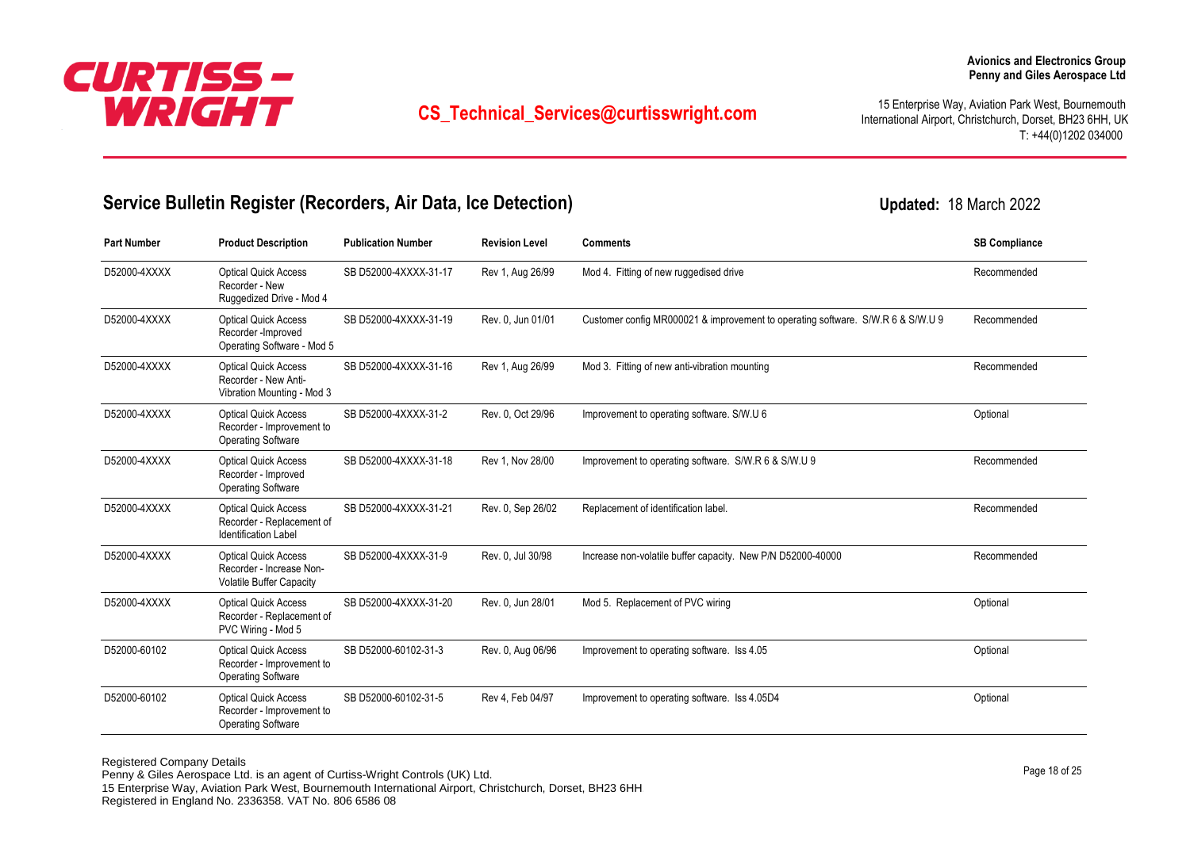**CURTISS-WRIGHT**

**CS_Technical_Services@curtisswright.com**

**Avionics and Electronics Group**
**Penny and Giles Aerospace Ltd**

15 Enterprise Way, Aviation Park West, Bournemouth International Airport, Christchurch, Dorset, BH23 6HH, UK
T: +44(0)1202 034000

## Service Bulletin Register (Recorders, Air Data, Ice Detection)

**Updated:** 18 March 2022

| Part Number | Product Description | Publication Number | Revision Level | Comments | SB Compliance |
|---|---|---|---|---|---|
| D52000-4XXXX | Optical Quick Access Recorder - New Ruggedized Drive - Mod 4 | SB D52000-4XXXX-31-17 | Rev 1, Aug 26/99 | Mod 4. Fitting of new ruggedised drive | Recommended |
| D52000-4XXXX | Optical Quick Access Recorder -Improved Operating Software - Mod 5 | SB D52000-4XXXX-31-19 | Rev. 0, Jun 01/01 | Customer config MR000021 & improvement to operating software. S/W.R 6 & S/W.U 9 | Recommended |
| D52000-4XXXX | Optical Quick Access Recorder - New Anti-Vibration Mounting - Mod 3 | SB D52000-4XXXX-31-16 | Rev 1, Aug 26/99 | Mod 3. Fitting of new anti-vibration mounting | Recommended |
| D52000-4XXXX | Optical Quick Access Recorder - Improvement to Operating Software | SB D52000-4XXXX-31-2 | Rev. 0, Oct 29/96 | Improvement to operating software. S/W.U 6 | Optional |
| D52000-4XXXX | Optical Quick Access Recorder - Improved Operating Software | SB D52000-4XXXX-31-18 | Rev 1, Nov 28/00 | Improvement to operating software. S/W.R 6 & S/W.U 9 | Recommended |
| D52000-4XXXX | Optical Quick Access Recorder - Replacement of Identification Label | SB D52000-4XXXX-31-21 | Rev. 0, Sep 26/02 | Replacement of identification label. | Recommended |
| D52000-4XXXX | Optical Quick Access Recorder - Increase Non-Volatile Buffer Capacity | SB D52000-4XXXX-31-9 | Rev. 0, Jul 30/98 | Increase non-volatile buffer capacity. New P/N D52000-40000 | Recommended |
| D52000-4XXXX | Optical Quick Access Recorder - Replacement of PVC Wiring - Mod 5 | SB D52000-4XXXX-31-20 | Rev. 0, Jun 28/01 | Mod 5. Replacement of PVC wiring | Optional |
| D52000-60102 | Optical Quick Access Recorder - Improvement to Operating Software | SB D52000-60102-31-3 | Rev. 0, Aug 06/96 | Improvement to operating software. Iss 4.05 | Optional |
| D52000-60102 | Optical Quick Access Recorder - Improvement to Operating Software | SB D52000-60102-31-5 | Rev 4, Feb 04/97 | Improvement to operating software. Iss 4.05D4 | Optional |

Registered Company Details
Penny & Giles Aerospace Ltd. is an agent of Curtiss-Wright Controls (UK) Ltd.
15 Enterprise Way, Aviation Park West, Bournemouth International Airport, Christchurch, Dorset, BH23 6HH
Registered in England No. 2336358. VAT No. 806 6586 08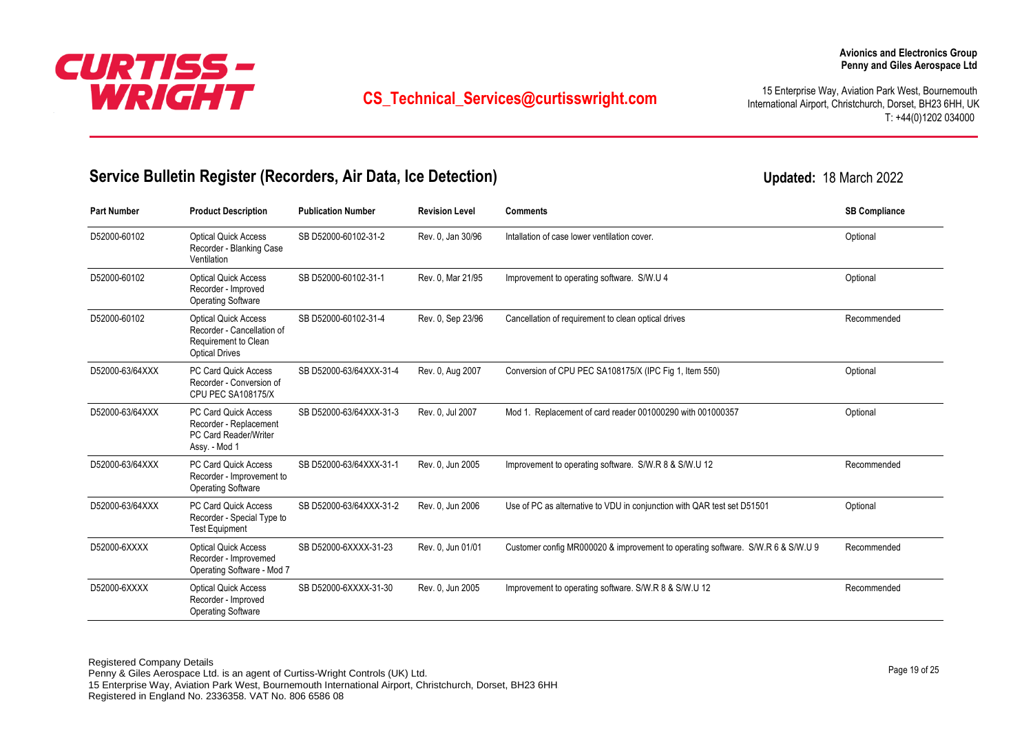## Service Bulletin Register (Recorders, Air Data, Ice Detection)

**Updated:** 18 March 2022

| Part Number | Product Description | Publication Number | Revision Level | Comments | SB Compliance |
|---|---|---|---|---|---|
| D52000-60102 | Optical Quick Access Recorder - Blanking Case Ventilation | SB D52000-60102-31-2 | Rev. 0, Jan 30/96 | Intallation of case lower ventilation cover. | Optional |
| D52000-60102 | Optical Quick Access Recorder - Improved Operating Software | SB D52000-60102-31-1 | Rev. 0, Mar 21/95 | Improvement to operating software. S/W.U 4 | Optional |
| D52000-60102 | Optical Quick Access Recorder - Cancellation of Requirement to Clean Optical Drives | SB D52000-60102-31-4 | Rev. 0, Sep 23/96 | Cancellation of requirement to clean optical drives | Recommended |
| D52000-63/64XXX | PC Card Quick Access Recorder - Conversion of CPU PEC SA108175/X | SB D52000-63/64XXX-31-4 | Rev. 0, Aug 2007 | Conversion of CPU PEC SA108175/X (IPC Fig 1, Item 550) | Optional |
| D52000-63/64XXX | PC Card Quick Access Recorder - Replacement PC Card Reader/Writer Assy. - Mod 1 | SB D52000-63/64XXX-31-3 | Rev. 0, Jul 2007 | Mod 1. Replacement of card reader 001000290 with 001000357 | Optional |
| D52000-63/64XXX | PC Card Quick Access Recorder - Improvement to Operating Software | SB D52000-63/64XXX-31-1 | Rev. 0, Jun 2005 | Improvement to operating software. S/W.R 8 & S/W.U 12 | Recommended |
| D52000-63/64XXX | PC Card Quick Access Recorder - Special Type to Test Equipment | SB D52000-63/64XXX-31-2 | Rev. 0, Jun 2006 | Use of PC as alternative to VDU in conjunction with QAR test set D51501 | Optional |
| D52000-6XXXX | Optical Quick Access Recorder - Improvemed Operating Software - Mod 7 | SB D52000-6XXXX-31-23 | Rev. 0, Jun 01/01 | Customer config MR000020 & improvement to operating software. S/W.R 6 & S/W.U 9 | Recommended |
| D52000-6XXXX | Optical Quick Access Recorder - Improved Operating Software | SB D52000-6XXXX-31-30 | Rev. 0, Jun 2005 | Improvement to operating software. S/W.R 8 & S/W.U 12 | Recommended |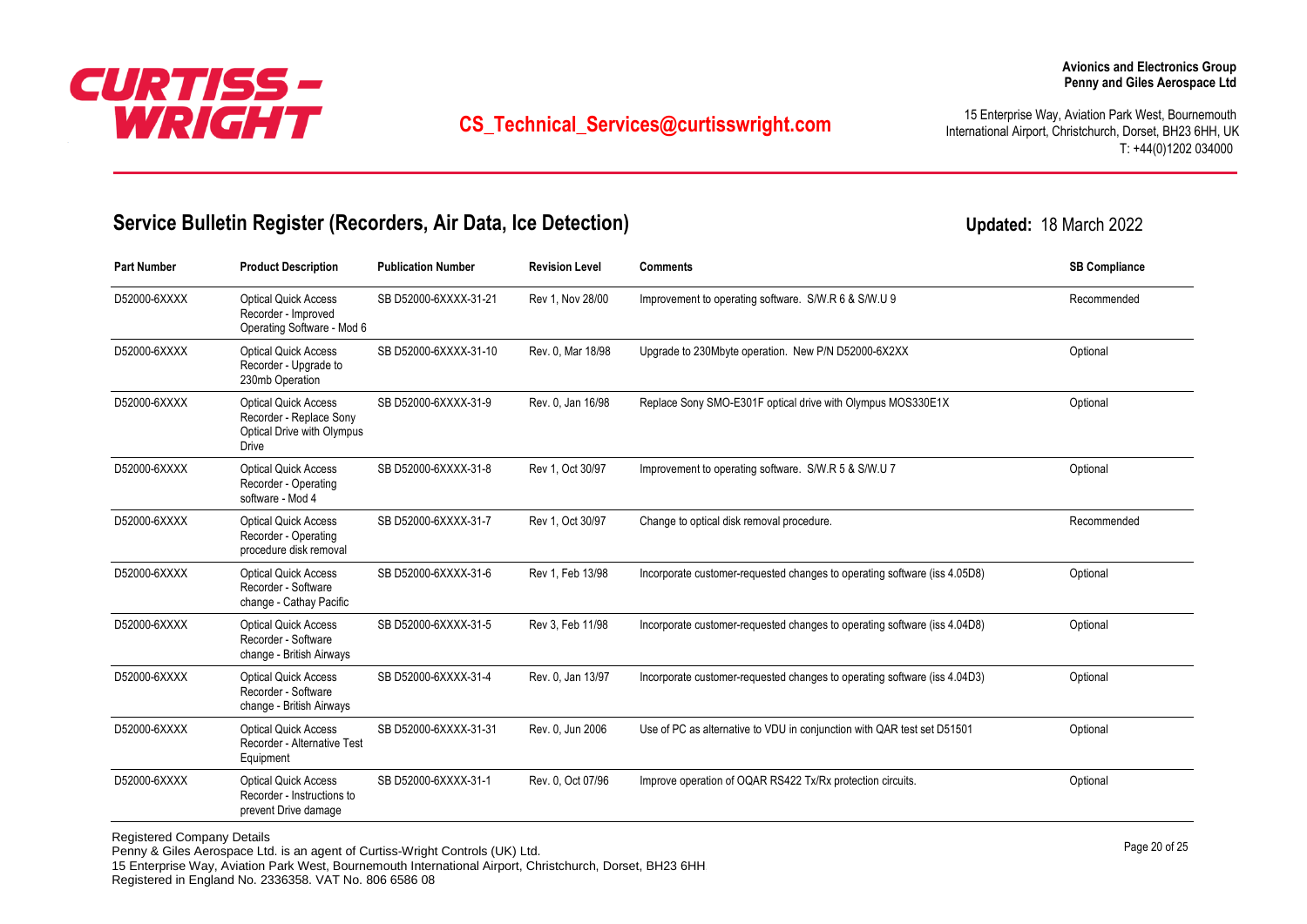## Service Bulletin Register (Recorders, Air Data, Ice Detection)

**Updated:** 18 March 2022

| Part Number | Product Description | Publication Number | Revision Level | Comments | SB Compliance |
|---|---|---|---|---|---|
| D52000-6XXXX | Optical Quick Access Recorder - Improved Operating Software - Mod 6 | SB D52000-6XXXX-31-21 | Rev 1, Nov 28/00 | Improvement to operating software. S/W.R 6 & S/W.U 9 | Recommended |
| D52000-6XXXX | Optical Quick Access Recorder - Upgrade to 230mb Operation | SB D52000-6XXXX-31-10 | Rev. 0, Mar 18/98 | Upgrade to 230Mbyte operation. New P/N D52000-6X2XX | Optional |
| D52000-6XXXX | Optical Quick Access Recorder - Replace Sony Optical Drive with Olympus Drive | SB D52000-6XXXX-31-9 | Rev. 0, Jan 16/98 | Replace Sony SMO-E301F optical drive with Olympus MOS330E1X | Optional |
| D52000-6XXXX | Optical Quick Access Recorder - Operating software - Mod 4 | SB D52000-6XXXX-31-8 | Rev 1, Oct 30/97 | Improvement to operating software. S/W.R 5 & S/W.U 7 | Optional |
| D52000-6XXXX | Optical Quick Access Recorder - Operating procedure disk removal | SB D52000-6XXXX-31-7 | Rev 1, Oct 30/97 | Change to optical disk removal procedure. | Recommended |
| D52000-6XXXX | Optical Quick Access Recorder - Software change - Cathay Pacific | SB D52000-6XXXX-31-6 | Rev 1, Feb 13/98 | Incorporate customer-requested changes to operating software (iss 4.05D8) | Optional |
| D52000-6XXXX | Optical Quick Access Recorder - Software change - British Airways | SB D52000-6XXXX-31-5 | Rev 3, Feb 11/98 | Incorporate customer-requested changes to operating software (iss 4.04D8) | Optional |
| D52000-6XXXX | Optical Quick Access Recorder - Software change - British Airways | SB D52000-6XXXX-31-4 | Rev. 0, Jan 13/97 | Incorporate customer-requested changes to operating software (iss 4.04D3) | Optional |
| D52000-6XXXX | Optical Quick Access Recorder - Alternative Test Equipment | SB D52000-6XXXX-31-31 | Rev. 0, Jun 2006 | Use of PC as alternative to VDU in conjunction with QAR test set D51501 | Optional |
| D52000-6XXXX | Optical Quick Access Recorder - Instructions to prevent Drive damage | SB D52000-6XXXX-31-1 | Rev. 0, Oct 07/96 | Improve operation of OQAR RS422 Tx/Rx protection circuits. | Optional |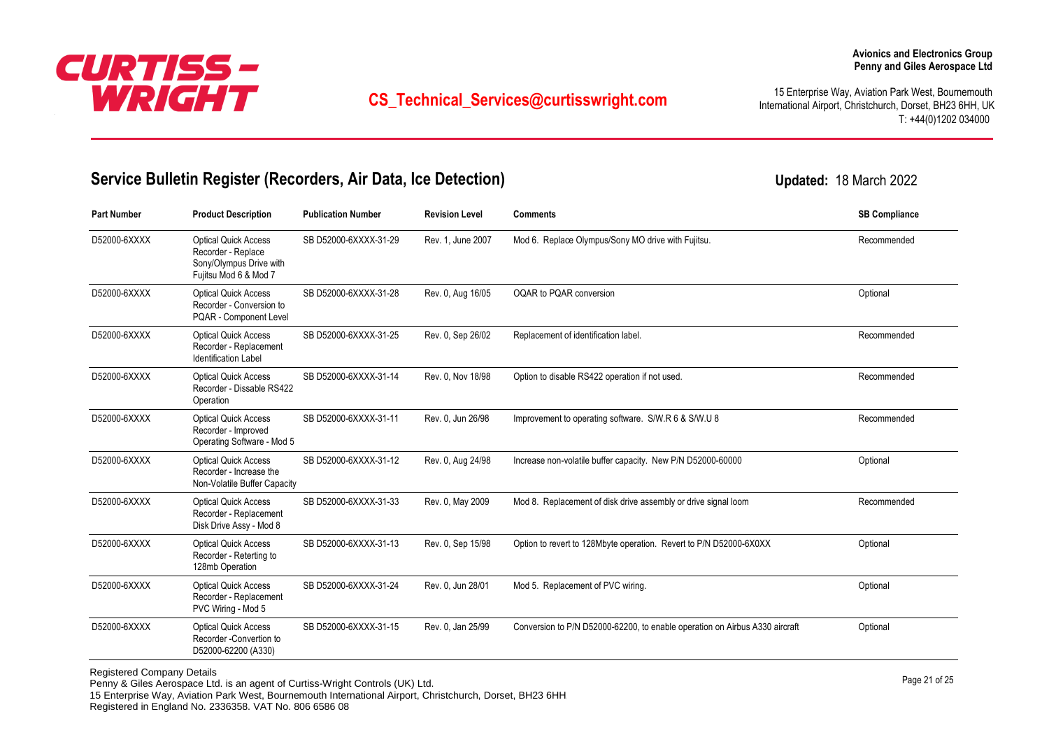**Avionics and Electronics Group**
**Penny and Giles Aerospace Ltd**

**CS_Technical_Services@curtisswright.com**

15 Enterprise Way, Aviation Park West, Bournemouth International Airport, Christchurch, Dorset, BH23 6HH, UK
T: +44(0)1202 034000

## Service Bulletin Register (Recorders, Air Data, Ice Detection)

**Updated:** 18 March 2022

| Part Number | Product Description | Publication Number | Revision Level | Comments | SB Compliance |
|---|---|---|---|---|---|
| D52000-6XXXX | Optical Quick Access Recorder - Replace Sony/Olympus Drive with Fujitsu Mod 6 & Mod 7 | SB D52000-6XXXX-31-29 | Rev. 1, June 2007 | Mod 6. Replace Olympus/Sony MO drive with Fujitsu. | Recommended |
| D52000-6XXXX | Optical Quick Access Recorder - Conversion to PQAR - Component Level | SB D52000-6XXXX-31-28 | Rev. 0, Aug 16/05 | OQAR to PQAR conversion | Optional |
| D52000-6XXXX | Optical Quick Access Recorder - Replacement Identification Label | SB D52000-6XXXX-31-25 | Rev. 0, Sep 26/02 | Replacement of identification label. | Recommended |
| D52000-6XXXX | Optical Quick Access Recorder - Dissable RS422 Operation | SB D52000-6XXXX-31-14 | Rev. 0, Nov 18/98 | Option to disable RS422 operation if not used. | Recommended |
| D52000-6XXXX | Optical Quick Access Recorder - Improved Operating Software - Mod 5 | SB D52000-6XXXX-31-11 | Rev. 0, Jun 26/98 | Improvement to operating software. S/W.R 6 & S/W.U 8 | Recommended |
| D52000-6XXXX | Optical Quick Access Recorder - Increase the Non-Volatile Buffer Capacity | SB D52000-6XXXX-31-12 | Rev. 0, Aug 24/98 | Increase non-volatile buffer capacity. New P/N D52000-60000 | Optional |
| D52000-6XXXX | Optical Quick Access Recorder - Replacement Disk Drive Assy - Mod 8 | SB D52000-6XXXX-31-33 | Rev. 0, May 2009 | Mod 8. Replacement of disk drive assembly or drive signal loom | Recommended |
| D52000-6XXXX | Optical Quick Access Recorder - Reterting to 128mb Operation | SB D52000-6XXXX-31-13 | Rev. 0, Sep 15/98 | Option to revert to 128Mbyte operation. Revert to P/N D52000-6X0XX | Optional |
| D52000-6XXXX | Optical Quick Access Recorder - Replacement PVC Wiring - Mod 5 | SB D52000-6XXXX-31-24 | Rev. 0, Jun 28/01 | Mod 5. Replacement of PVC wiring. | Optional |
| D52000-6XXXX | Optical Quick Access Recorder -Convertion to D52000-62200 (A330) | SB D52000-6XXXX-31-15 | Rev. 0, Jan 25/99 | Conversion to P/N D52000-62200, to enable operation on Airbus A330 aircraft | Optional |

Registered Company Details
Penny & Giles Aerospace Ltd. is an agent of Curtiss-Wright Controls (UK) Ltd.
15 Enterprise Way, Aviation Park West, Bournemouth International Airport, Christchurch, Dorset, BH23 6HH
Registered in England No. 2336358. VAT No. 806 6586 08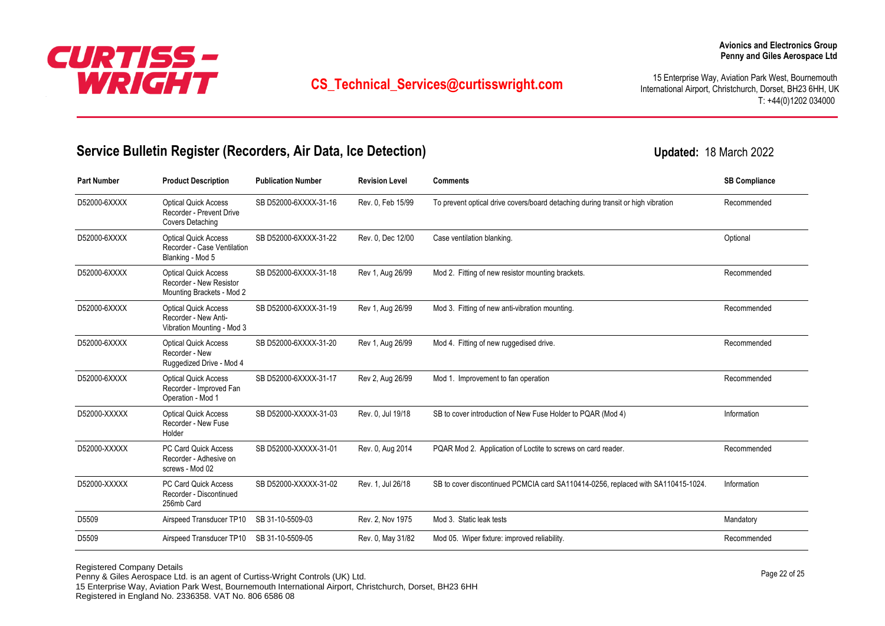**CURTISS-WRIGHT**

**CS_Technical_Services@curtisswright.com**

**Avionics and Electronics Group**
**Penny and Giles Aerospace Ltd**

15 Enterprise Way, Aviation Park West, Bournemouth International Airport, Christchurch, Dorset, BH23 6HH, UK
T: +44(0)1202 034000

## Service Bulletin Register (Recorders, Air Data, Ice Detection)

**Updated:** 18 March 2022

| Part Number | Product Description | Publication Number | Revision Level | Comments | SB Compliance |
|---|---|---|---|---|---|
| D52000-6XXXX | Optical Quick Access Recorder - Prevent Drive Covers Detaching | SB D52000-6XXXX-31-16 | Rev. 0, Feb 15/99 | To prevent optical drive covers/board detaching during transit or high vibration | Recommended |
| D52000-6XXXX | Optical Quick Access Recorder - Case Ventilation Blanking - Mod 5 | SB D52000-6XXXX-31-22 | Rev. 0, Dec 12/00 | Case ventilation blanking. | Optional |
| D52000-6XXXX | Optical Quick Access Recorder - New Resistor Mounting Brackets - Mod 2 | SB D52000-6XXXX-31-18 | Rev 1, Aug 26/99 | Mod 2. Fitting of new resistor mounting brackets. | Recommended |
| D52000-6XXXX | Optical Quick Access Recorder - New Anti-Vibration Mounting - Mod 3 | SB D52000-6XXXX-31-19 | Rev 1, Aug 26/99 | Mod 3. Fitting of new anti-vibration mounting. | Recommended |
| D52000-6XXXX | Optical Quick Access Recorder - New Ruggedized Drive - Mod 4 | SB D52000-6XXXX-31-20 | Rev 1, Aug 26/99 | Mod 4. Fitting of new ruggedised drive. | Recommended |
| D52000-6XXXX | Optical Quick Access Recorder - Improved Fan Operation - Mod 1 | SB D52000-6XXXX-31-17 | Rev 2, Aug 26/99 | Mod 1. Improvement to fan operation | Recommended |
| D52000-XXXXX | Optical Quick Access Recorder - New Fuse Holder | SB D52000-XXXXX-31-03 | Rev. 0, Jul 19/18 | SB to cover introduction of New Fuse Holder to PQAR (Mod 4) | Information |
| D52000-XXXXX | PC Card Quick Access Recorder - Adhesive on screws - Mod 02 | SB D52000-XXXXX-31-01 | Rev. 0, Aug 2014 | PQAR Mod 2. Application of Loctite to screws on card reader. | Recommended |
| D52000-XXXXX | PC Card Quick Access Recorder - Discontinued 256mb Card | SB D52000-XXXXX-31-02 | Rev. 1, Jul 26/18 | SB to cover discontinued PCMCIA card SA110414-0256, replaced with SA110415-1024. | Information |
| D5509 | Airspeed Transducer TP10 | SB 31-10-5509-03 | Rev. 2, Nov 1975 | Mod 3. Static leak tests | Mandatory |
| D5509 | Airspeed Transducer TP10 | SB 31-10-5509-05 | Rev. 0, May 31/82 | Mod 05. Wiper fixture: improved reliability. | Recommended |

Registered Company Details
Penny & Giles Aerospace Ltd. is an agent of Curtiss-Wright Controls (UK) Ltd.
15 Enterprise Way, Aviation Park West, Bournemouth International Airport, Christchurch, Dorset, BH23 6HH
Registered in England No. 2336358. VAT No. 806 6586 08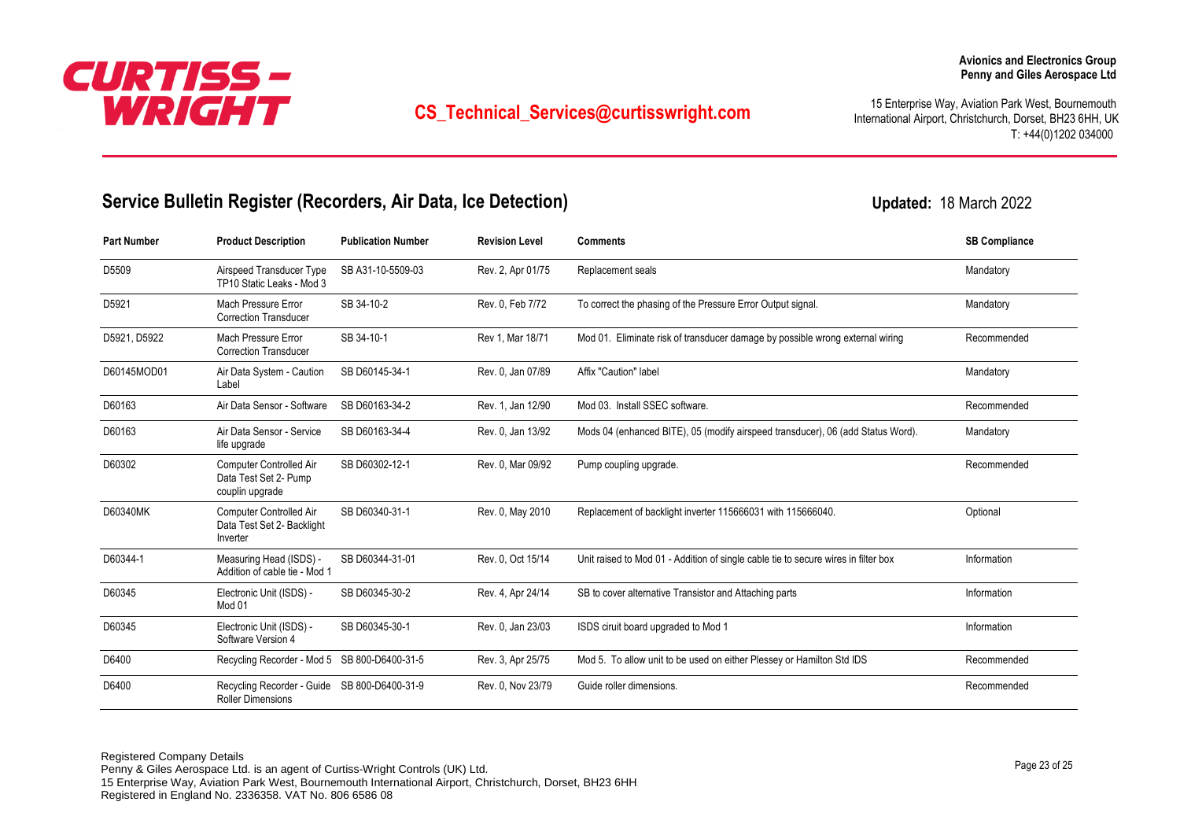## Service Bulletin Register (Recorders, Air Data, Ice Detection)

**Updated:** 18 March 2022

| Part Number | Product Description | Publication Number | Revision Level | Comments | SB Compliance |
|---|---|---|---|---|---|
| D5509 | Airspeed Transducer Type TP10 Static Leaks - Mod 3 | SB A31-10-5509-03 | Rev. 2, Apr 01/75 | Replacement seals | Mandatory |
| D5921 | Mach Pressure Error Correction Transducer | SB 34-10-2 | Rev. 0, Feb 7/72 | To correct the phasing of the Pressure Error Output signal. | Mandatory |
| D5921, D5922 | Mach Pressure Error Correction Transducer | SB 34-10-1 | Rev 1, Mar 18/71 | Mod 01. Eliminate risk of transducer damage by possible wrong external wiring | Recommended |
| D60145MOD01 | Air Data System - Caution Label | SB D60145-34-1 | Rev. 0, Jan 07/89 | Affix "Caution" label | Mandatory |
| D60163 | Air Data Sensor - Software | SB D60163-34-2 | Rev. 1, Jan 12/90 | Mod 03. Install SSEC software. | Recommended |
| D60163 | Air Data Sensor - Service life upgrade | SB D60163-34-4 | Rev. 0, Jan 13/92 | Mods 04 (enhanced BITE), 05 (modify airspeed transducer), 06 (add Status Word). | Mandatory |
| D60302 | Computer Controlled Air Data Test Set 2- Pump couplin upgrade | SB D60302-12-1 | Rev. 0, Mar 09/92 | Pump coupling upgrade. | Recommended |
| D60340MK | Computer Controlled Air Data Test Set 2- Backlight Inverter | SB D60340-31-1 | Rev. 0, May 2010 | Replacement of backlight inverter 115666031 with 115666040. | Optional |
| D60344-1 | Measuring Head (ISDS) - Addition of cable tie - Mod 1 | SB D60344-31-01 | Rev. 0, Oct 15/14 | Unit raised to Mod 01 - Addition of single cable tie to secure wires in filter box | Information |
| D60345 | Electronic Unit (ISDS) - Mod 01 | SB D60345-30-2 | Rev. 4, Apr 24/14 | SB to cover alternative Transistor and Attaching parts | Information |
| D60345 | Electronic Unit (ISDS) - Software Version 4 | SB D60345-30-1 | Rev. 0, Jan 23/03 | ISDS ciruit board upgraded to Mod 1 | Information |
| D6400 | Recycling Recorder - Mod 5 | SB 800-D6400-31-5 | Rev. 3, Apr 25/75 | Mod 5. To allow unit to be used on either Plessey or Hamilton Std IDS | Recommended |
| D6400 | Recycling Recorder - Guide Roller Dimensions | SB 800-D6400-31-9 | Rev. 0, Nov 23/79 | Guide roller dimensions. | Recommended |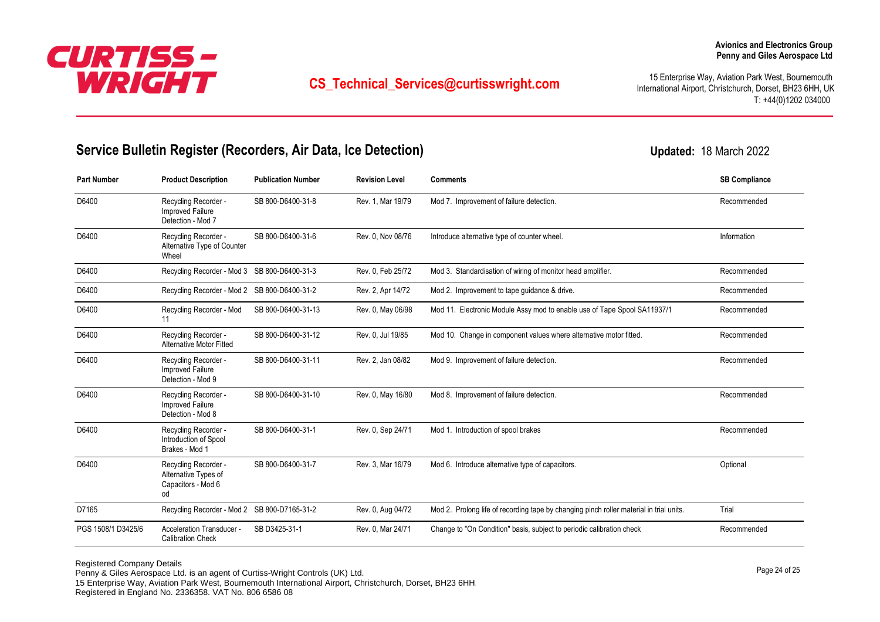**CURTISS-WRIGHT**

**CS_Technical_Services@curtisswright.com**

**Avionics and Electronics Group**
**Penny and Giles Aerospace Ltd**

15 Enterprise Way, Aviation Park West, Bournemouth International Airport, Christchurch, Dorset, BH23 6HH, UK
T: +44(0)1202 034000

## Service Bulletin Register (Recorders, Air Data, Ice Detection)

**Updated:** 18 March 2022

| Part Number | Product Description | Publication Number | Revision Level | Comments | SB Compliance |
|---|---|---|---|---|---|
| D6400 | Recycling Recorder - Improved Failure Detection - Mod 7 | SB 800-D6400-31-8 | Rev. 1, Mar 19/79 | Mod 7. Improvement of failure detection. | Recommended |
| D6400 | Recycling Recorder - Alternative Type of Counter Wheel | SB 800-D6400-31-6 | Rev. 0, Nov 08/76 | Introduce alternative type of counter wheel. | Information |
| D6400 | Recycling Recorder - Mod 3 | SB 800-D6400-31-3 | Rev. 0, Feb 25/72 | Mod 3. Standardisation of wiring of monitor head amplifier. | Recommended |
| D6400 | Recycling Recorder - Mod 2 | SB 800-D6400-31-2 | Rev. 2, Apr 14/72 | Mod 2. Improvement to tape guidance & drive. | Recommended |
| D6400 | Recycling Recorder - Mod 11 | SB 800-D6400-31-13 | Rev. 0, May 06/98 | Mod 11. Electronic Module Assy mod to enable use of Tape Spool SA11937/1 | Recommended |
| D6400 | Recycling Recorder - Alternative Motor Fitted | SB 800-D6400-31-12 | Rev. 0, Jul 19/85 | Mod 10. Change in component values where alternative motor fitted. | Recommended |
| D6400 | Recycling Recorder - Improved Failure Detection - Mod 9 | SB 800-D6400-31-11 | Rev. 2, Jan 08/82 | Mod 9. Improvement of failure detection. | Recommended |
| D6400 | Recycling Recorder - Improved Failure Detection - Mod 8 | SB 800-D6400-31-10 | Rev. 0, May 16/80 | Mod 8. Improvement of failure detection. | Recommended |
| D6400 | Recycling Recorder - Introduction of Spool Brakes - Mod 1 | SB 800-D6400-31-1 | Rev. 0, Sep 24/71 | Mod 1. Introduction of spool brakes | Recommended |
| D6400 | Recycling Recorder - Alternative Types of Capacitors - Mod 6 od | SB 800-D6400-31-7 | Rev. 3, Mar 16/79 | Mod 6. Introduce alternative type of capacitors. | Optional |
| D7165 | Recycling Recorder - Mod 2 | SB 800-D7165-31-2 | Rev. 0, Aug 04/72 | Mod 2. Prolong life of recording tape by changing pinch roller material in trial units. | Trial |
| PGS 1508/1 D3425/6 | Acceleration Transducer - Calibration Check | SB D3425-31-1 | Rev. 0, Mar 24/71 | Change to "On Condition" basis, subject to periodic calibration check | Recommended |

Registered Company Details
Penny & Giles Aerospace Ltd. is an agent of Curtiss-Wright Controls (UK) Ltd.
15 Enterprise Way, Aviation Park West, Bournemouth International Airport, Christchurch, Dorset, BH23 6HH
Registered in England No. 2336358. VAT No. 806 6586 08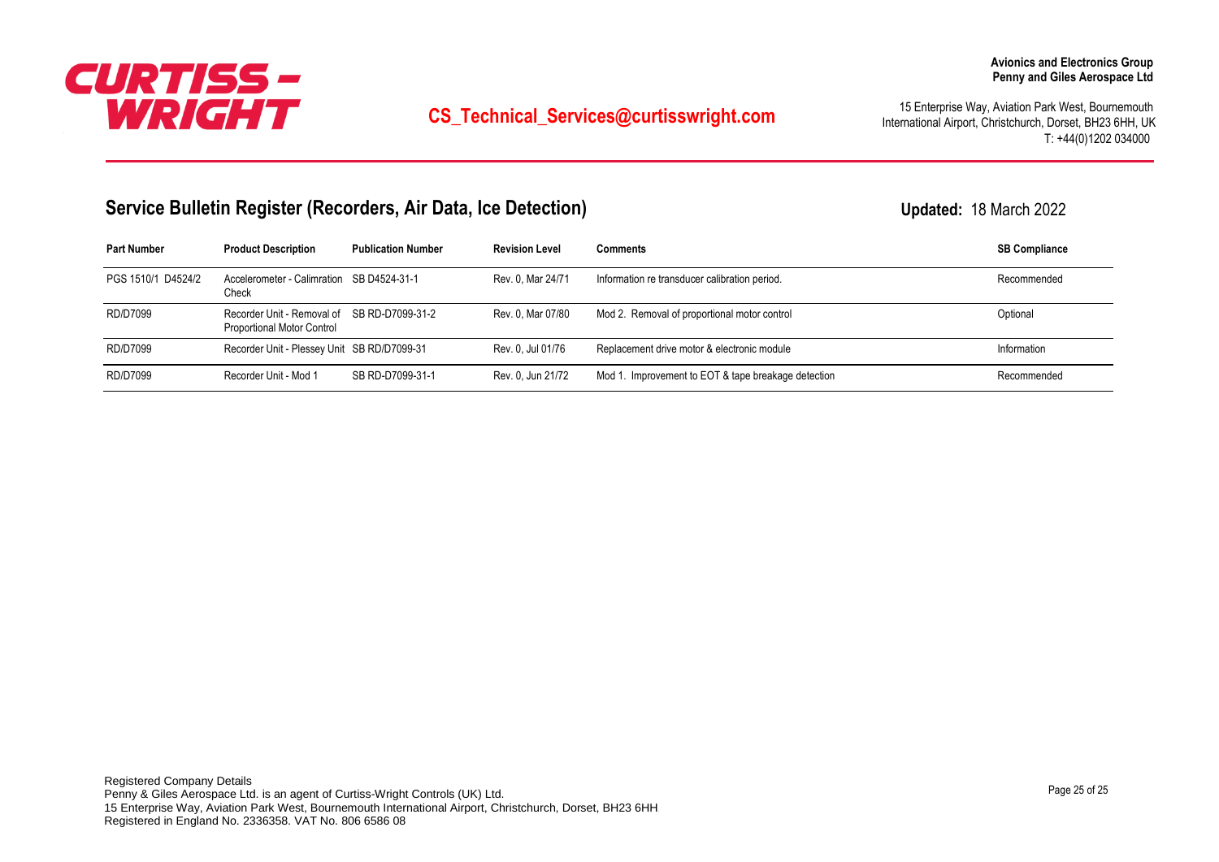## Service Bulletin Register (Recorders, Air Data, Ice Detection)

**Updated:** 18 March 2022

| Part Number | Product Description | Publication Number | Revision Level | Comments | SB Compliance |
|---|---|---|---|---|---|
| PGS 1510/1 D4524/2 | Accelerometer - Calimration Check | SB D4524-31-1 | Rev. 0, Mar 24/71 | Information re transducer calibration period. | Recommended |
| RD/D7099 | Recorder Unit - Removal of Proportional Motor Control | SB RD-D7099-31-2 | Rev. 0, Mar 07/80 | Mod 2. Removal of proportional motor control | Optional |
| RD/D7099 | Recorder Unit - Plessey Unit | SB RD/D7099-31 | Rev. 0, Jul 01/76 | Replacement drive motor & electronic module | Information |
| RD/D7099 | Recorder Unit - Mod 1 | SB RD-D7099-31-1 | Rev. 0, Jun 21/72 | Mod 1. Improvement to EOT & tape breakage detection | Recommended |